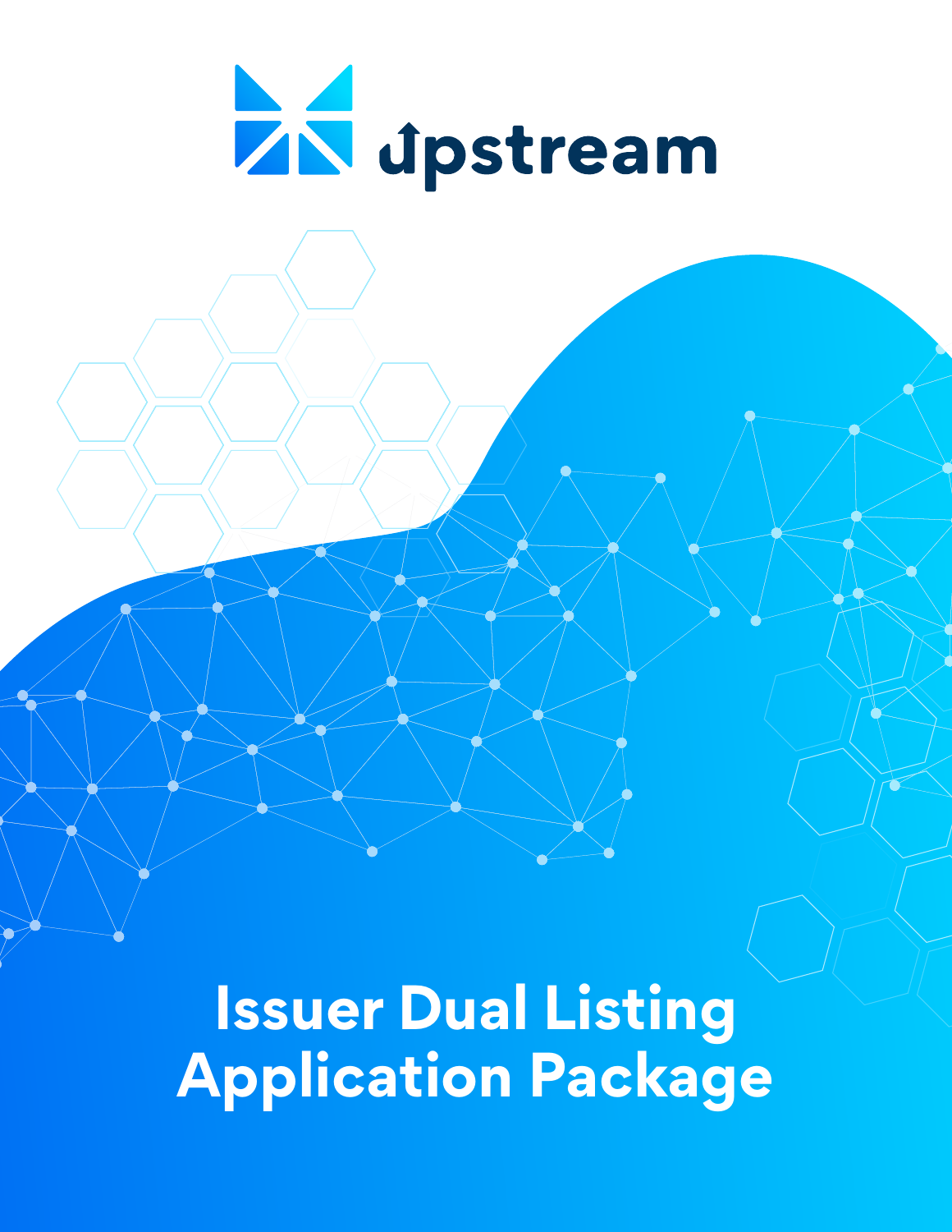upstream

# Issuer Dual Listing Application Package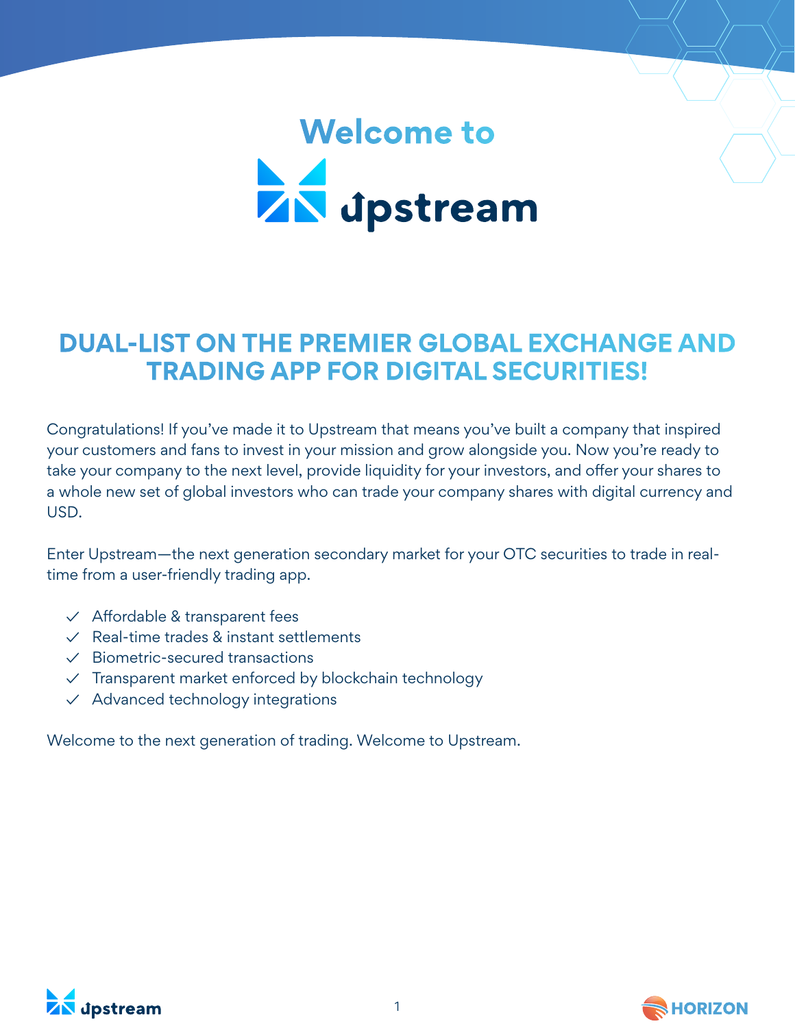# Welcome to Upstream

## DUAL-LIST ON THE PREMIER GLOBAL EXCHANGE AND TRADING APP FOR DIGITAL SECURITIES!

Congratulations! If you've made it to Upstream that means you've built a company that inspired your customers and fans to invest in your mission and grow alongside you. Now you're ready to take your company to the next level, provide liquidity for your investors, and offer your shares to a whole new set of global investors who can trade your company shares with digital currency and USD.

Enter Upstream—the next generation secondary market for your OTC securities to trade in real-time from a user-friendly trading app.

- ✓ Affordable & transparent fees
- ✓ Real-time trades & instant settlements
- ✓ Biometric-secured transactions
- ✓ Transparent market enforced by blockchain technology
- ✓ Advanced technology integrations

Welcome to the next generation of trading. Welcome to Upstream.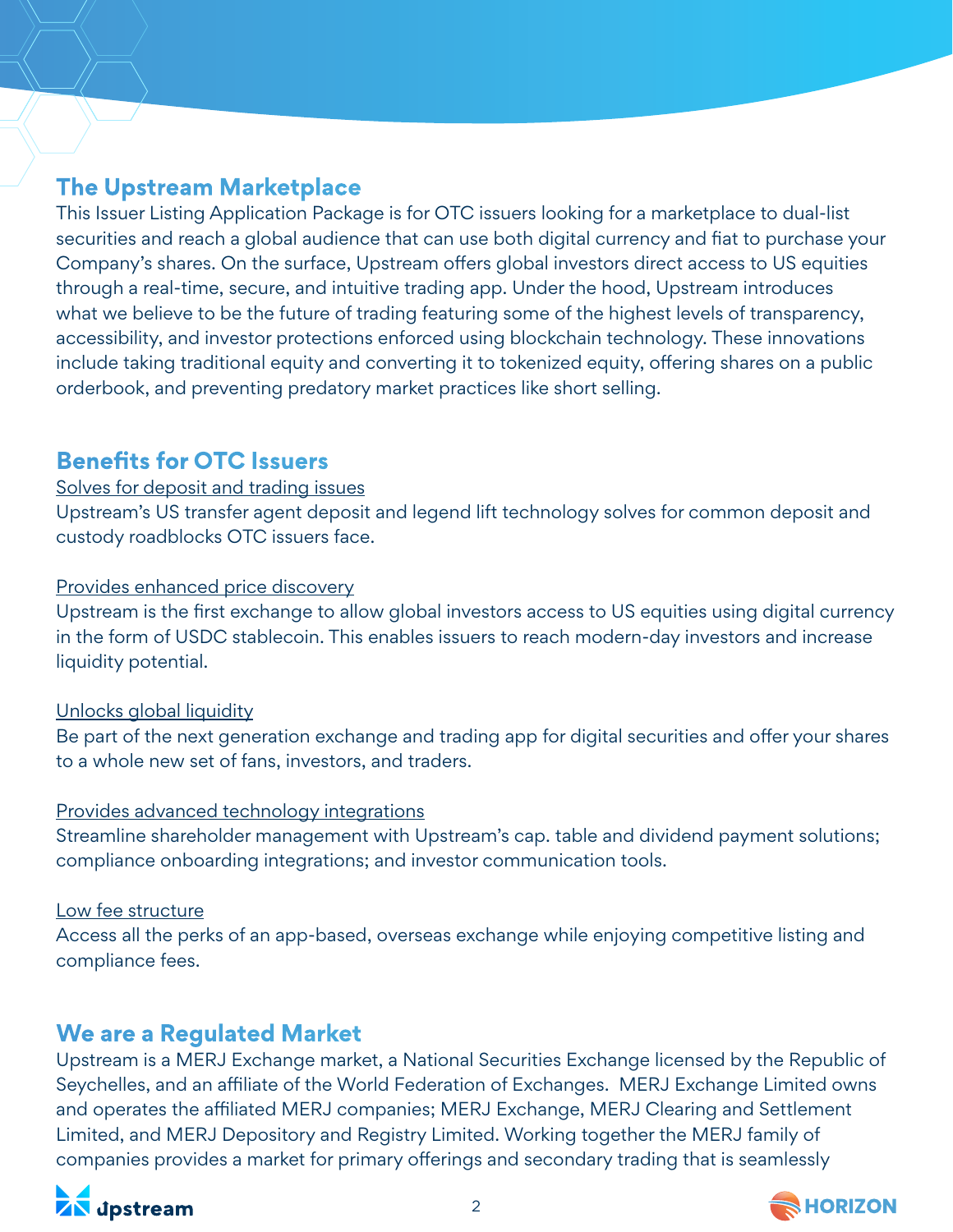## The Upstream Marketplace

This Issuer Listing Application Package is for OTC issuers looking for a marketplace to dual-list securities and reach a global audience that can use both digital currency and fiat to purchase your Company's shares. On the surface, Upstream offers global investors direct access to US equities through a real-time, secure, and intuitive trading app. Under the hood, Upstream introduces what we believe to be the future of trading featuring some of the highest levels of transparency, accessibility, and investor protections enforced using blockchain technology. These innovations include taking traditional equity and converting it to tokenized equity, offering shares on a public orderbook, and preventing predatory market practices like short selling.

## Benefits for OTC Issuers

<u>Solves for deposit and trading issues</u>

Upstream's US transfer agent deposit and legend lift technology solves for common deposit and custody roadblocks OTC issuers face.

<u>Provides enhanced price discovery</u>

Upstream is the first exchange to allow global investors access to US equities using digital currency in the form of USDC stablecoin. This enables issuers to reach modern-day investors and increase liquidity potential.

<u>Unlocks global liquidity</u>

Be part of the next generation exchange and trading app for digital securities and offer your shares to a whole new set of fans, investors, and traders.

<u>Provides advanced technology integrations</u>

Streamline shareholder management with Upstream's cap. table and dividend payment solutions; compliance onboarding integrations; and investor communication tools.

<u>Low fee structure</u>

Access all the perks of an app-based, overseas exchange while enjoying competitive listing and compliance fees.

## We are a Regulated Market

Upstream is a MERJ Exchange market, a National Securities Exchange licensed by the Republic of Seychelles, and an affiliate of the World Federation of Exchanges. MERJ Exchange Limited owns and operates the affiliated MERJ companies; MERJ Exchange, MERJ Clearing and Settlement Limited, and MERJ Depository and Registry Limited. Working together the MERJ family of companies provides a market for primary offerings and secondary trading that is seamlessly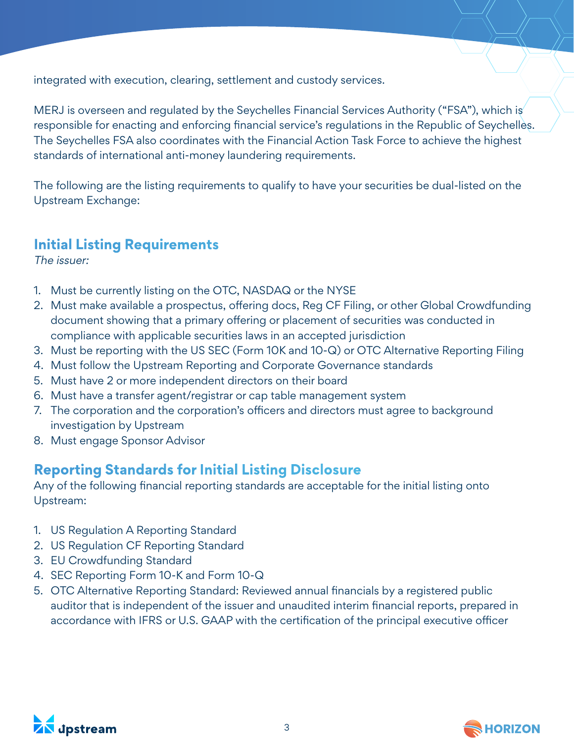integrated with execution, clearing, settlement and custody services.

MERJ is overseen and regulated by the Seychelles Financial Services Authority ("FSA"), which is responsible for enacting and enforcing financial service's regulations in the Republic of Seychelles. The Seychelles FSA also coordinates with the Financial Action Task Force to achieve the highest standards of international anti-money laundering requirements.

The following are the listing requirements to qualify to have your securities be dual-listed on the Upstream Exchange:

## Initial Listing Requirements

*The issuer:*

1. Must be currently listing on the OTC, NASDAQ or the NYSE
2. Must make available a prospectus, offering docs, Reg CF Filing, or other Global Crowdfunding document showing that a primary offering or placement of securities was conducted in compliance with applicable securities laws in an accepted jurisdiction
3. Must be reporting with the US SEC (Form 10K and 10-Q) or OTC Alternative Reporting Filing
4. Must follow the Upstream Reporting and Corporate Governance standards
5. Must have 2 or more independent directors on their board
6. Must have a transfer agent/registrar or cap table management system
7. The corporation and the corporation's officers and directors must agree to background investigation by Upstream
8. Must engage Sponsor Advisor

## Reporting Standards for Initial Listing Disclosure

Any of the following financial reporting standards are acceptable for the initial listing onto Upstream:

1. US Regulation A Reporting Standard
2. US Regulation CF Reporting Standard
3. EU Crowdfunding Standard
4. SEC Reporting Form 10-K and Form 10-Q
5. OTC Alternative Reporting Standard: Reviewed annual financials by a registered public auditor that is independent of the issuer and unaudited interim financial reports, prepared in accordance with IFRS or U.S. GAAP with the certification of the principal executive officer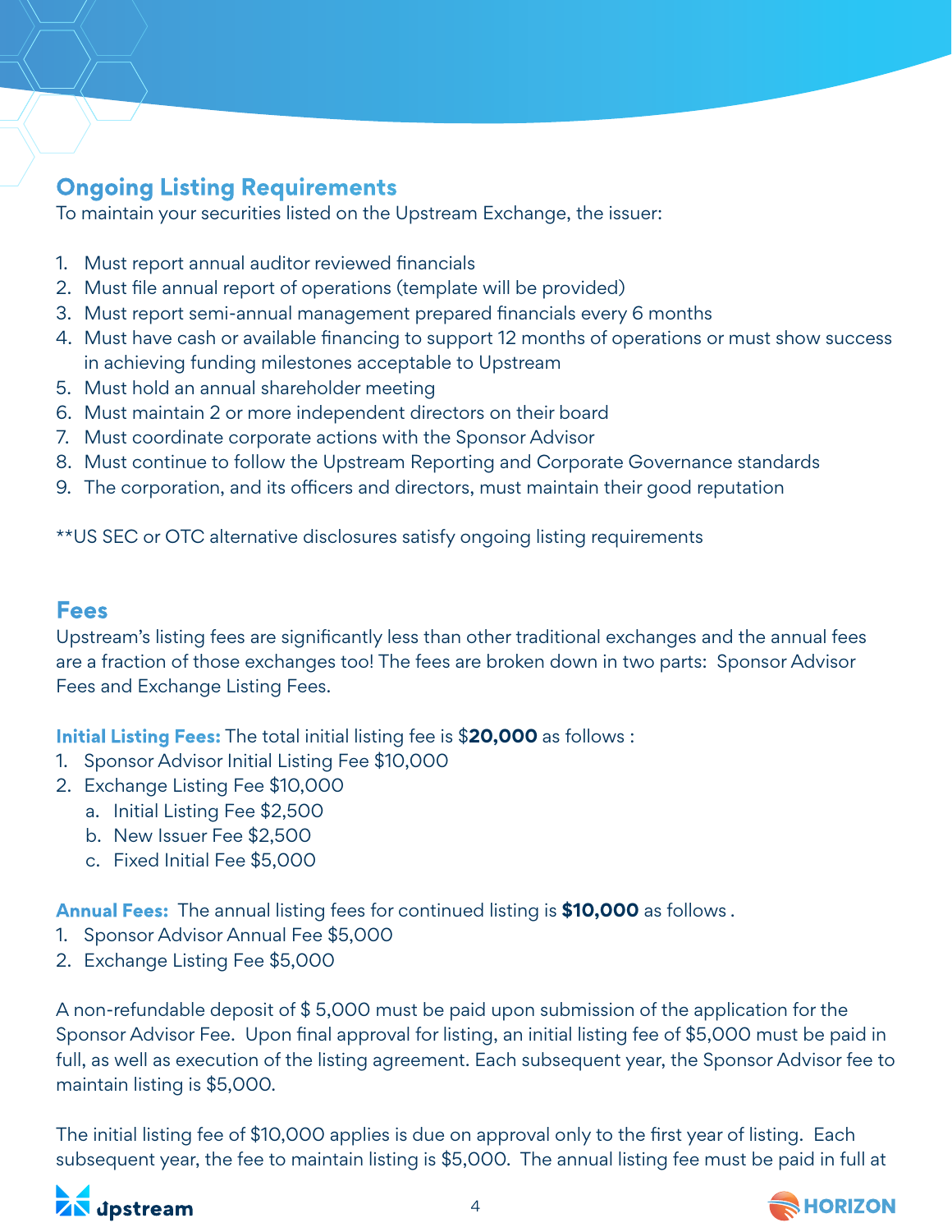## Ongoing Listing Requirements

To maintain your securities listed on the Upstream Exchange, the issuer:

1. Must report annual auditor reviewed financials
2. Must file annual report of operations (template will be provided)
3. Must report semi-annual management prepared financials every 6 months
4. Must have cash or available financing to support 12 months of operations or must show success in achieving funding milestones acceptable to Upstream
5. Must hold an annual shareholder meeting
6. Must maintain 2 or more independent directors on their board
7. Must coordinate corporate actions with the Sponsor Advisor
8. Must continue to follow the Upstream Reporting and Corporate Governance standards
9. The corporation, and its officers and directors, must maintain their good reputation

**US SEC or OTC alternative disclosures satisfy ongoing listing requirements

## Fees

Upstream's listing fees are significantly less than other traditional exchanges and the annual fees are a fraction of those exchanges too! The fees are broken down in two parts: Sponsor Advisor Fees and Exchange Listing Fees.

**Initial Listing Fees:** The total initial listing fee is $**20,000** as follows :

1. Sponsor Advisor Initial Listing Fee $10,000
2. Exchange Listing Fee $10,000
   a. Initial Listing Fee $2,500
   b. New Issuer Fee $2,500
   c. Fixed Initial Fee $5,000

**Annual Fees:** The annual listing fees for continued listing is **$10,000** as follows .

1. Sponsor Advisor Annual Fee $5,000
2. Exchange Listing Fee $5,000

A non-refundable deposit of $ 5,000 must be paid upon submission of the application for the Sponsor Advisor Fee. Upon final approval for listing, an initial listing fee of $5,000 must be paid in full, as well as execution of the listing agreement. Each subsequent year, the Sponsor Advisor fee to maintain listing is $5,000.

The initial listing fee of $10,000 applies is due on approval only to the first year of listing. Each subsequent year, the fee to maintain listing is $5,000. The annual listing fee must be paid in full at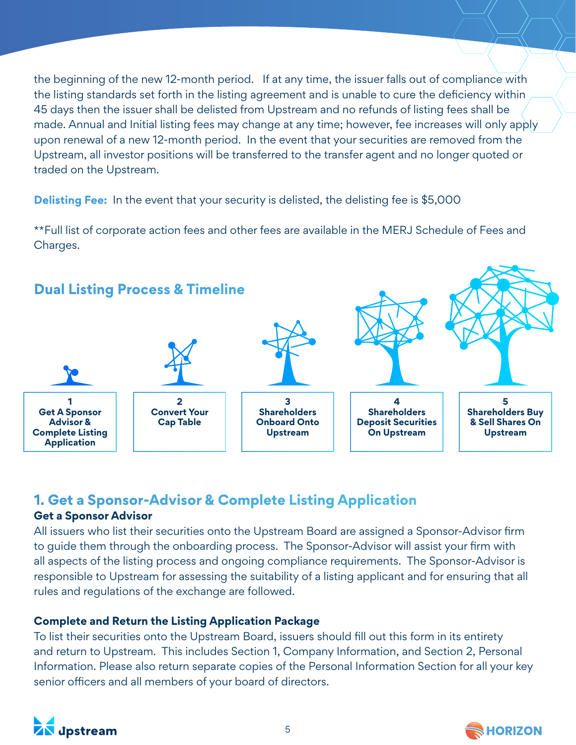the beginning of the new 12-month period. If at any time, the issuer falls out of compliance with the listing standards set forth in the listing agreement and is unable to cure the deficiency within 45 days then the issuer shall be delisted from Upstream and no refunds of listing fees shall be made. Annual and Initial listing fees may change at any time; however, fee increases will only apply upon renewal of a new 12-month period. In the event that your securities are removed from the Upstream, all investor positions will be transferred to the transfer agent and no longer quoted or traded on the Upstream.

**Delisting Fee:** In the event that your security is delisted, the delisting fee is $5,000

**Full list of corporate action fees and other fees are available in the MERJ Schedule of Fees and Charges.

## Dual Listing Process & Timeline

| 1 | 2 | 3 | 4 | 5 |
|---|---|---|---|---|
| Get A Sponsor Advisor & Complete Listing Application | Convert Your Cap Table | Shareholders Onboard Onto Upstream | Shareholders Deposit Securities On Upstream | Shareholders Buy & Sell Shares On Upstream |

## 1. Get a Sponsor-Advisor & Complete Listing Application

### Get a Sponsor Advisor

All issuers who list their securities onto the Upstream Board are assigned a Sponsor-Advisor firm to guide them through the onboarding process. The Sponsor-Advisor will assist your firm with all aspects of the listing process and ongoing compliance requirements. The Sponsor-Advisor is responsible to Upstream for assessing the suitability of a listing applicant and for ensuring that all rules and regulations of the exchange are followed.

### Complete and Return the Listing Application Package

To list their securities onto the Upstream Board, issuers should fill out this form in its entirety and return to Upstream. This includes Section 1, Company Information, and Section 2, Personal Information. Please also return separate copies of the Personal Information Section for all your key senior officers and all members of your board of directors.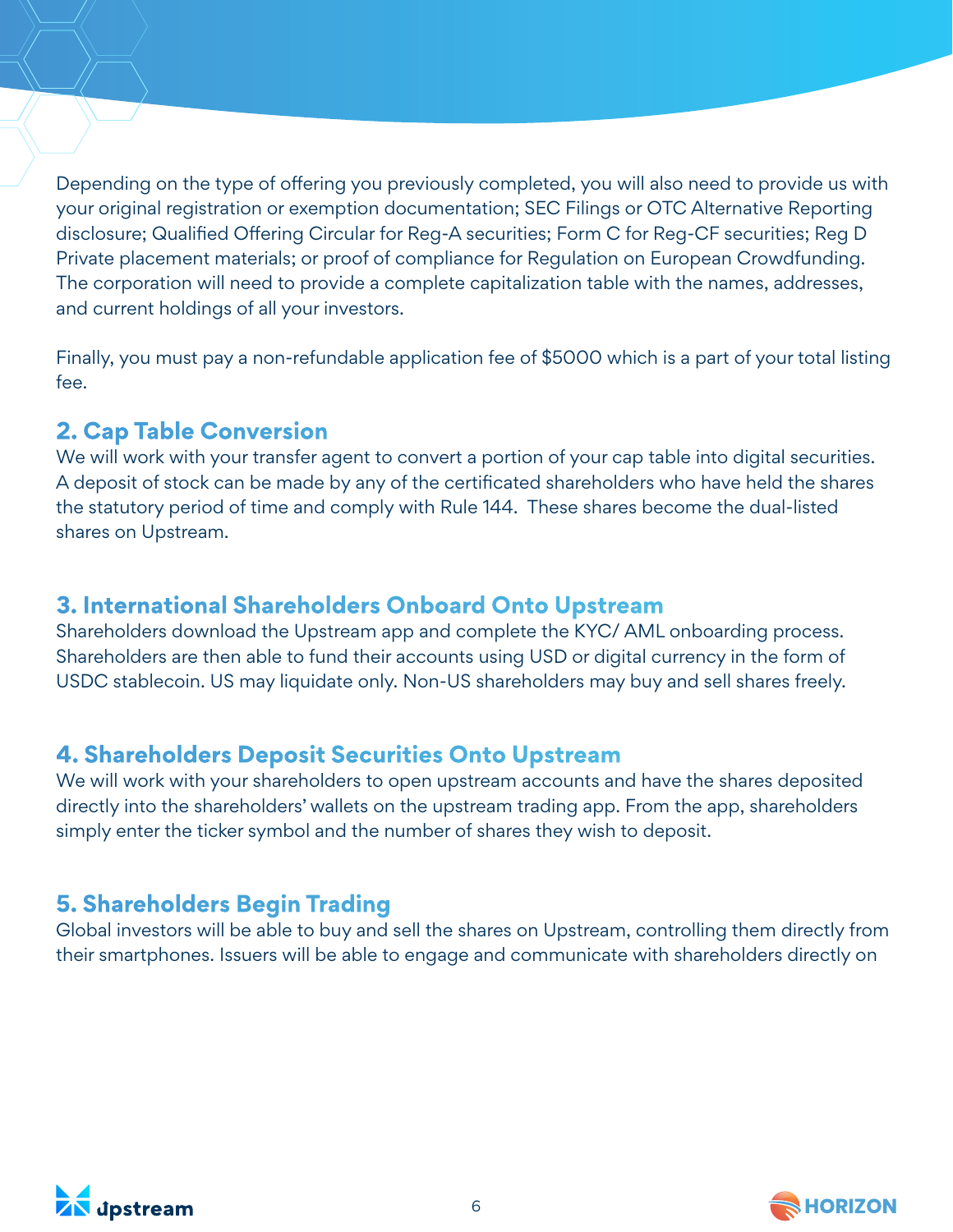Depending on the type of offering you previously completed, you will also need to provide us with your original registration or exemption documentation; SEC Filings or OTC Alternative Reporting disclosure; Qualified Offering Circular for Reg-A securities; Form C for Reg-CF securities; Reg D Private placement materials; or proof of compliance for Regulation on European Crowdfunding. The corporation will need to provide a complete capitalization table with the names, addresses, and current holdings of all your investors.

Finally, you must pay a non-refundable application fee of $5000 which is a part of your total listing fee.

## 2. Cap Table Conversion

We will work with your transfer agent to convert a portion of your cap table into digital securities. A deposit of stock can be made by any of the certificated shareholders who have held the shares the statutory period of time and comply with Rule 144. These shares become the dual-listed shares on Upstream.

## 3. International Shareholders Onboard Onto Upstream

Shareholders download the Upstream app and complete the KYC/ AML onboarding process. Shareholders are then able to fund their accounts using USD or digital currency in the form of USDC stablecoin. US may liquidate only. Non-US shareholders may buy and sell shares freely.

## 4. Shareholders Deposit Securities Onto Upstream

We will work with your shareholders to open upstream accounts and have the shares deposited directly into the shareholders' wallets on the upstream trading app. From the app, shareholders simply enter the ticker symbol and the number of shares they wish to deposit.

## 5. Shareholders Begin Trading

Global investors will be able to buy and sell the shares on Upstream, controlling them directly from their smartphones. Issuers will be able to engage and communicate with shareholders directly on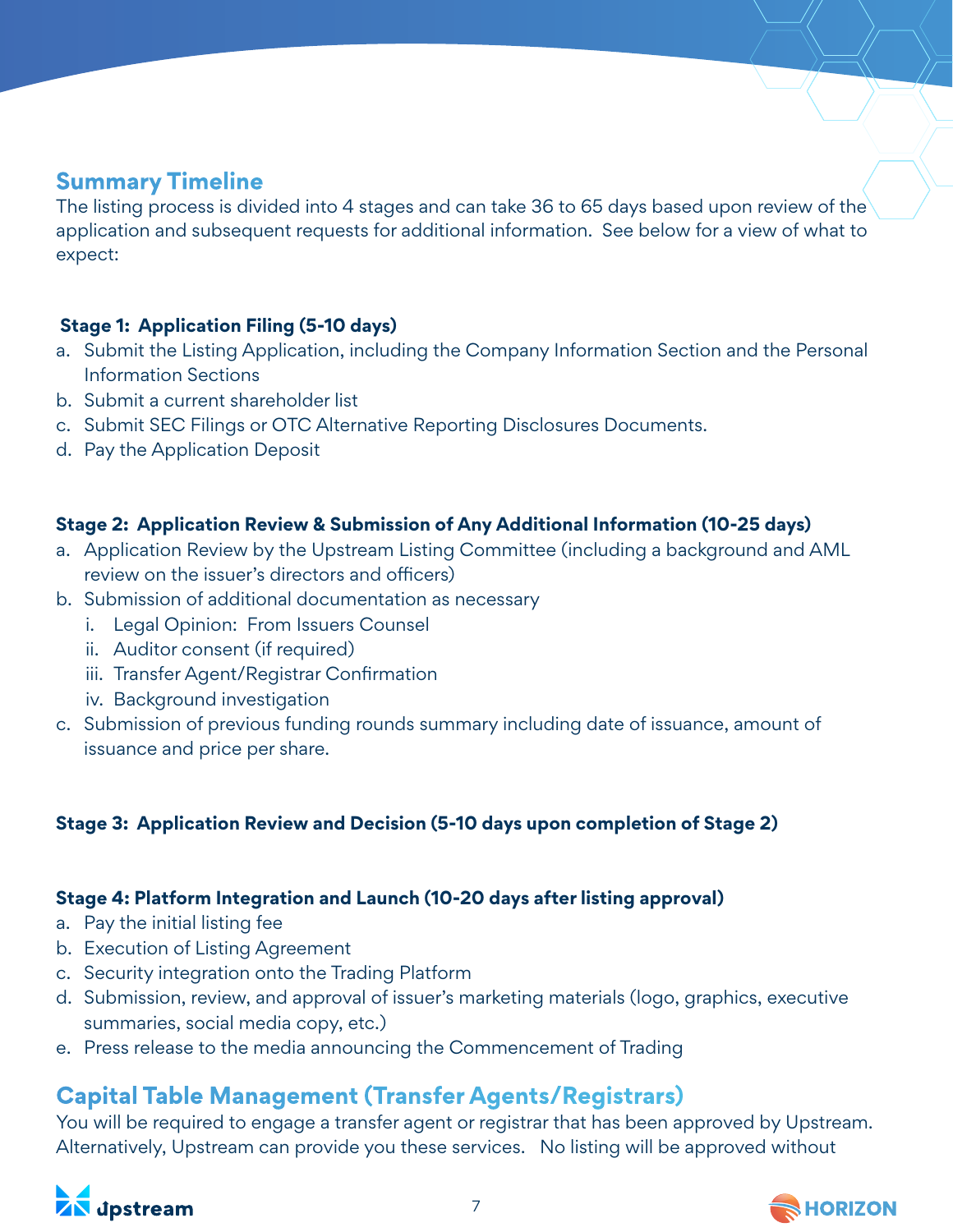## Summary Timeline

The listing process is divided into 4 stages and can take 36 to 65 days based upon review of the application and subsequent requests for additional information. See below for a view of what to expect:

### Stage 1: Application Filing (5-10 days)

a. Submit the Listing Application, including the Company Information Section and the Personal Information Sections
b. Submit a current shareholder list
c. Submit SEC Filings or OTC Alternative Reporting Disclosures Documents.
d. Pay the Application Deposit

### Stage 2: Application Review & Submission of Any Additional Information (10-25 days)

a. Application Review by the Upstream Listing Committee (including a background and AML review on the issuer's directors and officers)
b. Submission of additional documentation as necessary
   i. Legal Opinion: From Issuers Counsel
   ii. Auditor consent (if required)
   iii. Transfer Agent/Registrar Confirmation
   iv. Background investigation
c. Submission of previous funding rounds summary including date of issuance, amount of issuance and price per share.

### Stage 3: Application Review and Decision (5-10 days upon completion of Stage 2)

### Stage 4: Platform Integration and Launch (10-20 days after listing approval)

a. Pay the initial listing fee
b. Execution of Listing Agreement
c. Security integration onto the Trading Platform
d. Submission, review, and approval of issuer's marketing materials (logo, graphics, executive summaries, social media copy, etc.)
e. Press release to the media announcing the Commencement of Trading

## Capital Table Management (Transfer Agents/Registrars)

You will be required to engage a transfer agent or registrar that has been approved by Upstream. Alternatively, Upstream can provide you these services. No listing will be approved without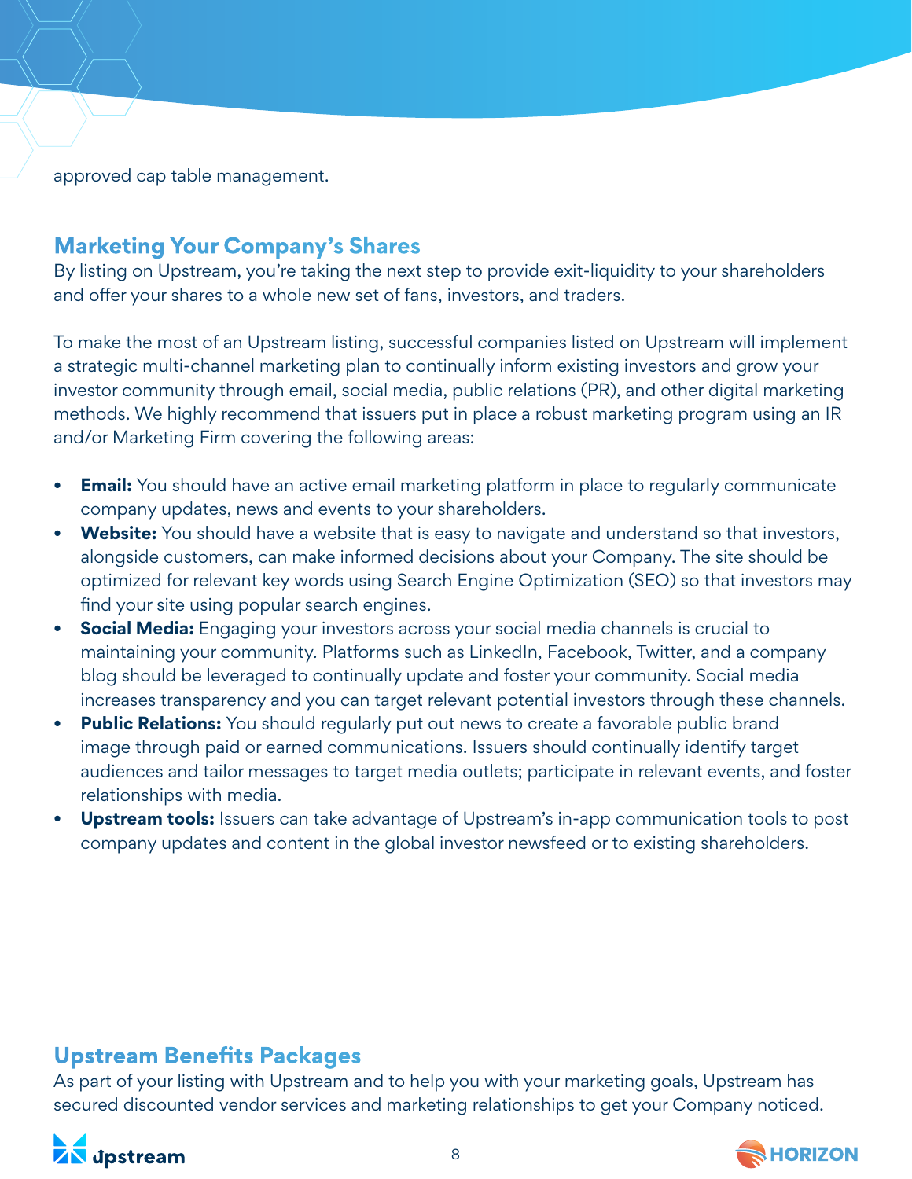approved cap table management.

## Marketing Your Company's Shares

By listing on Upstream, you're taking the next step to provide exit-liquidity to your shareholders and offer your shares to a whole new set of fans, investors, and traders.

To make the most of an Upstream listing, successful companies listed on Upstream will implement a strategic multi-channel marketing plan to continually inform existing investors and grow your investor community through email, social media, public relations (PR), and other digital marketing methods. We highly recommend that issuers put in place a robust marketing program using an IR and/or Marketing Firm covering the following areas:

- **Email:** You should have an active email marketing platform in place to regularly communicate company updates, news and events to your shareholders.
- **Website:** You should have a website that is easy to navigate and understand so that investors, alongside customers, can make informed decisions about your Company. The site should be optimized for relevant key words using Search Engine Optimization (SEO) so that investors may find your site using popular search engines.
- **Social Media:** Engaging your investors across your social media channels is crucial to maintaining your community. Platforms such as LinkedIn, Facebook, Twitter, and a company blog should be leveraged to continually update and foster your community. Social media increases transparency and you can target relevant potential investors through these channels.
- **Public Relations:** You should regularly put out news to create a favorable public brand image through paid or earned communications. Issuers should continually identify target audiences and tailor messages to target media outlets; participate in relevant events, and foster relationships with media.
- **Upstream tools:** Issuers can take advantage of Upstream's in-app communication tools to post company updates and content in the global investor newsfeed or to existing shareholders.

## Upstream Benefits Packages

As part of your listing with Upstream and to help you with your marketing goals, Upstream has secured discounted vendor services and marketing relationships to get your Company noticed.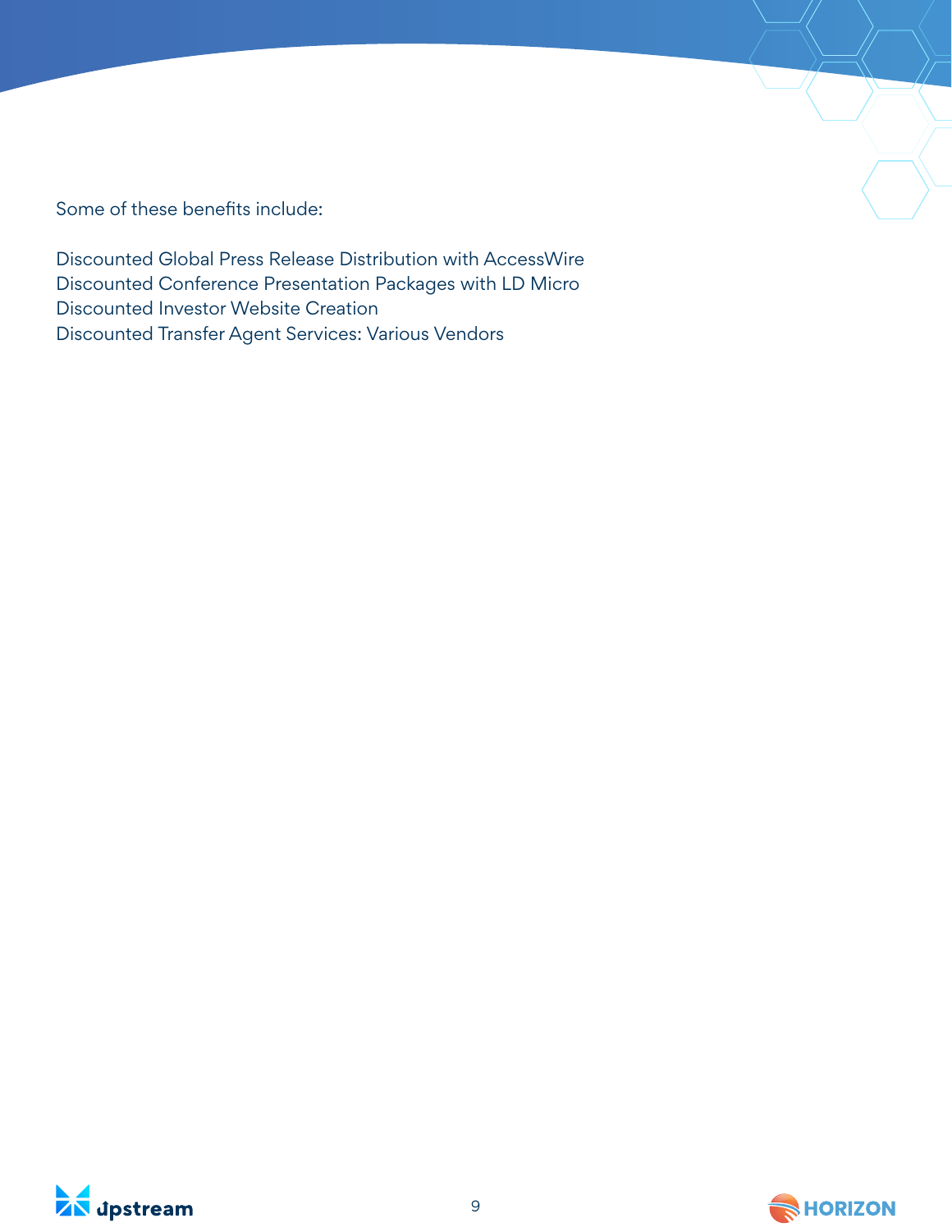Some of these benefits include:

Discounted Global Press Release Distribution with AccessWire
Discounted Conference Presentation Packages with LD Micro
Discounted Investor Website Creation
Discounted Transfer Agent Services: Various Vendors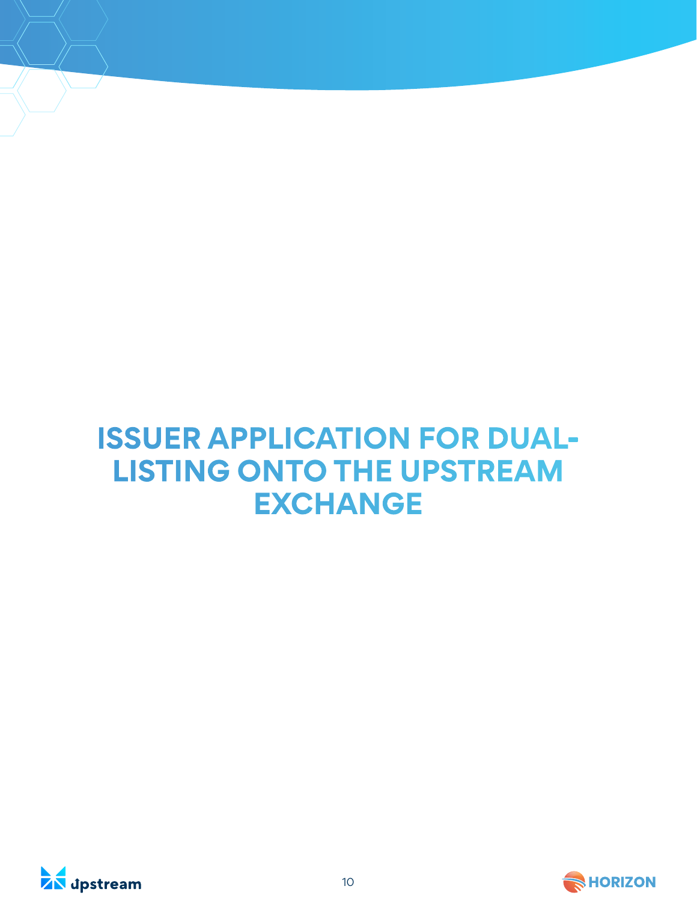# ISSUER APPLICATION FOR DUAL-LISTING ONTO THE UPSTREAM EXCHANGE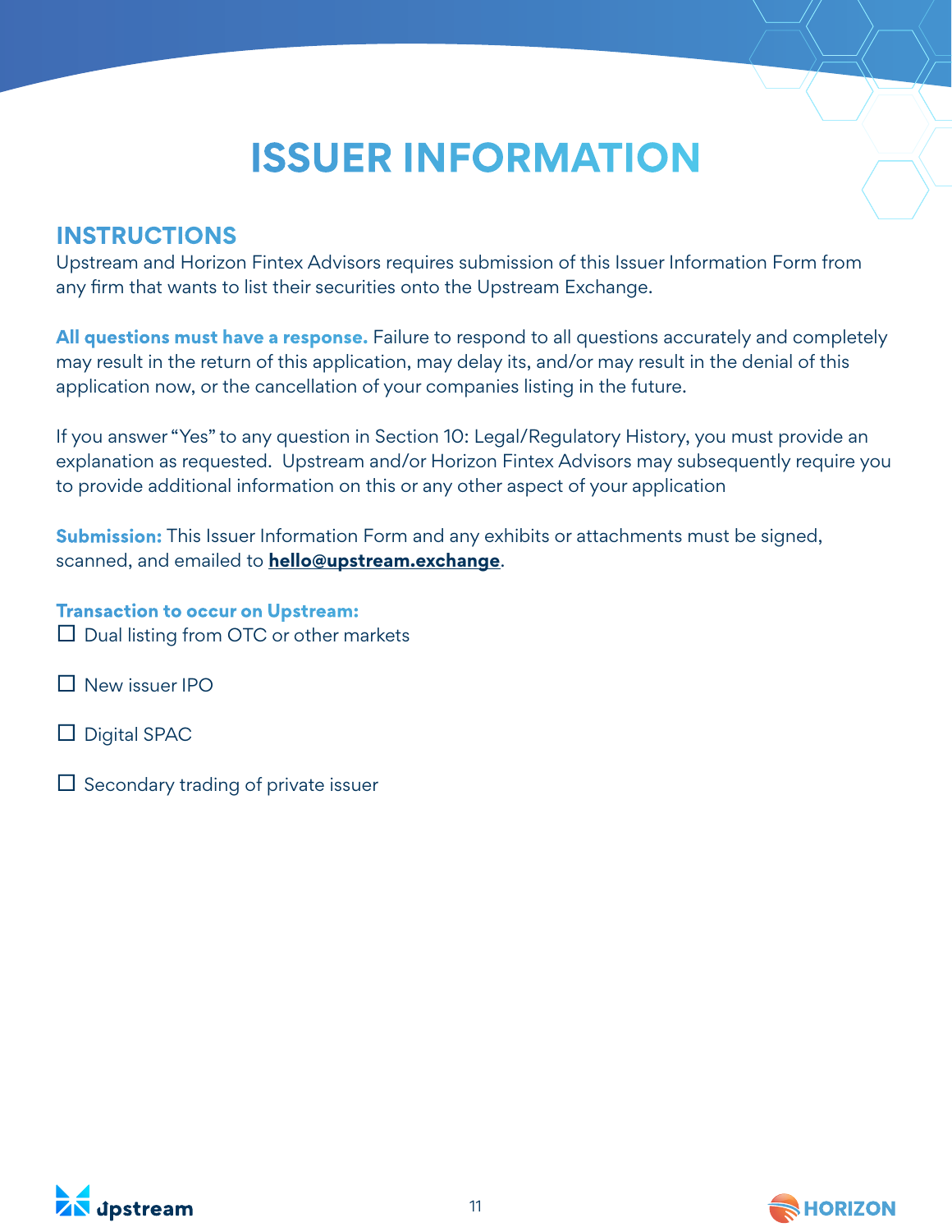# ISSUER INFORMATION

## INSTRUCTIONS

Upstream and Horizon Fintex Advisors requires submission of this Issuer Information Form from any firm that wants to list their securities onto the Upstream Exchange.

**All questions must have a response.** Failure to respond to all questions accurately and completely may result in the return of this application, may delay its, and/or may result in the denial of this application now, or the cancellation of your companies listing in the future.

If you answer "Yes" to any question in Section 10: Legal/Regulatory History, you must provide an explanation as requested. Upstream and/or Horizon Fintex Advisors may subsequently require you to provide additional information on this or any other aspect of your application

**Submission:** This Issuer Information Form and any exhibits or attachments must be signed, scanned, and emailed to **hello@upstream.exchange**.

**Transaction to occur on Upstream:**

☐ Dual listing from OTC or other markets

☐ New issuer IPO

☐ Digital SPAC

☐ Secondary trading of private issuer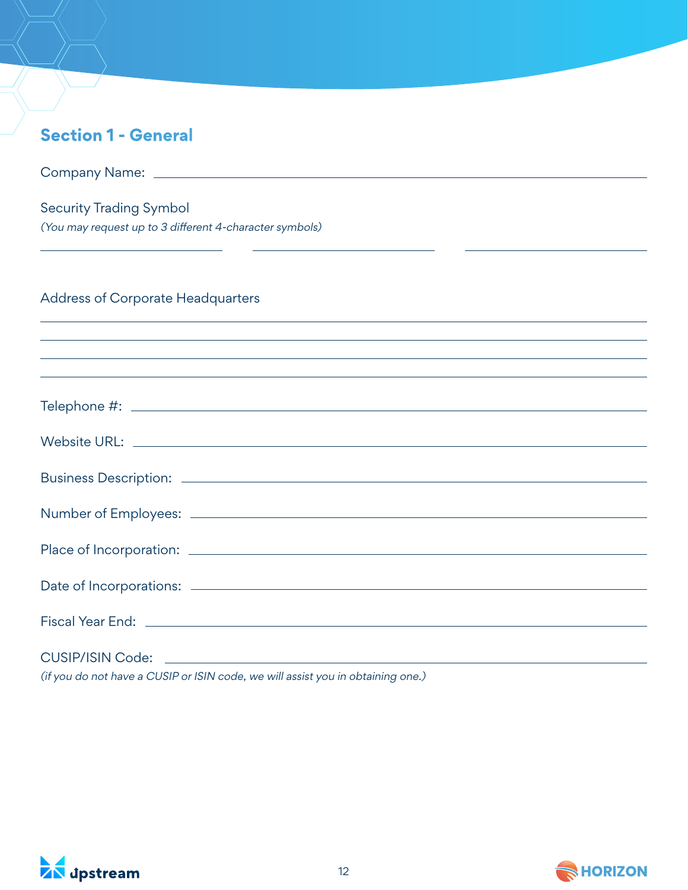## Section 1 - General

Company Name: ______________________________________________

Security Trading Symbol

*(You may request up to 3 different 4-character symbols)*

______________________ ______________________ ______________________

Address of Corporate Headquarters

______________________________________________

______________________________________________

______________________________________________

______________________________________________

Telephone #: ______________________________________________

Website URL: ______________________________________________

Business Description: ______________________________________________

Number of Employees: ______________________________________________

Place of Incorporation: ______________________________________________

Date of Incorporations: ______________________________________________

Fiscal Year End: ______________________________________________

CUSIP/ISIN Code: ______________________________________________

*(if you do not have a CUSIP or ISIN code, we will assist you in obtaining one.)*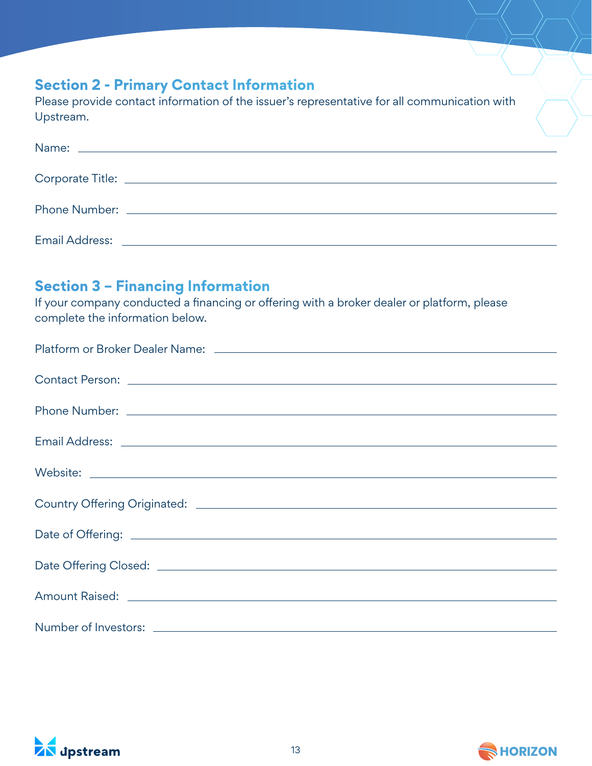## Section 2 - Primary Contact Information

Please provide contact information of the issuer's representative for all communication with Upstream.

Name: ___________________________________________

Corporate Title: ___________________________________________

Phone Number: ___________________________________________

Email Address: ___________________________________________

## Section 3 – Financing Information

If your company conducted a financing or offering with a broker dealer or platform, please complete the information below.

Platform or Broker Dealer Name: ___________________________________________

Contact Person: ___________________________________________

Phone Number: ___________________________________________

Email Address: ___________________________________________

Website: ___________________________________________

Country Offering Originated: ___________________________________________

Date of Offering: ___________________________________________

Date Offering Closed: ___________________________________________

Amount Raised: ___________________________________________

Number of Investors: ___________________________________________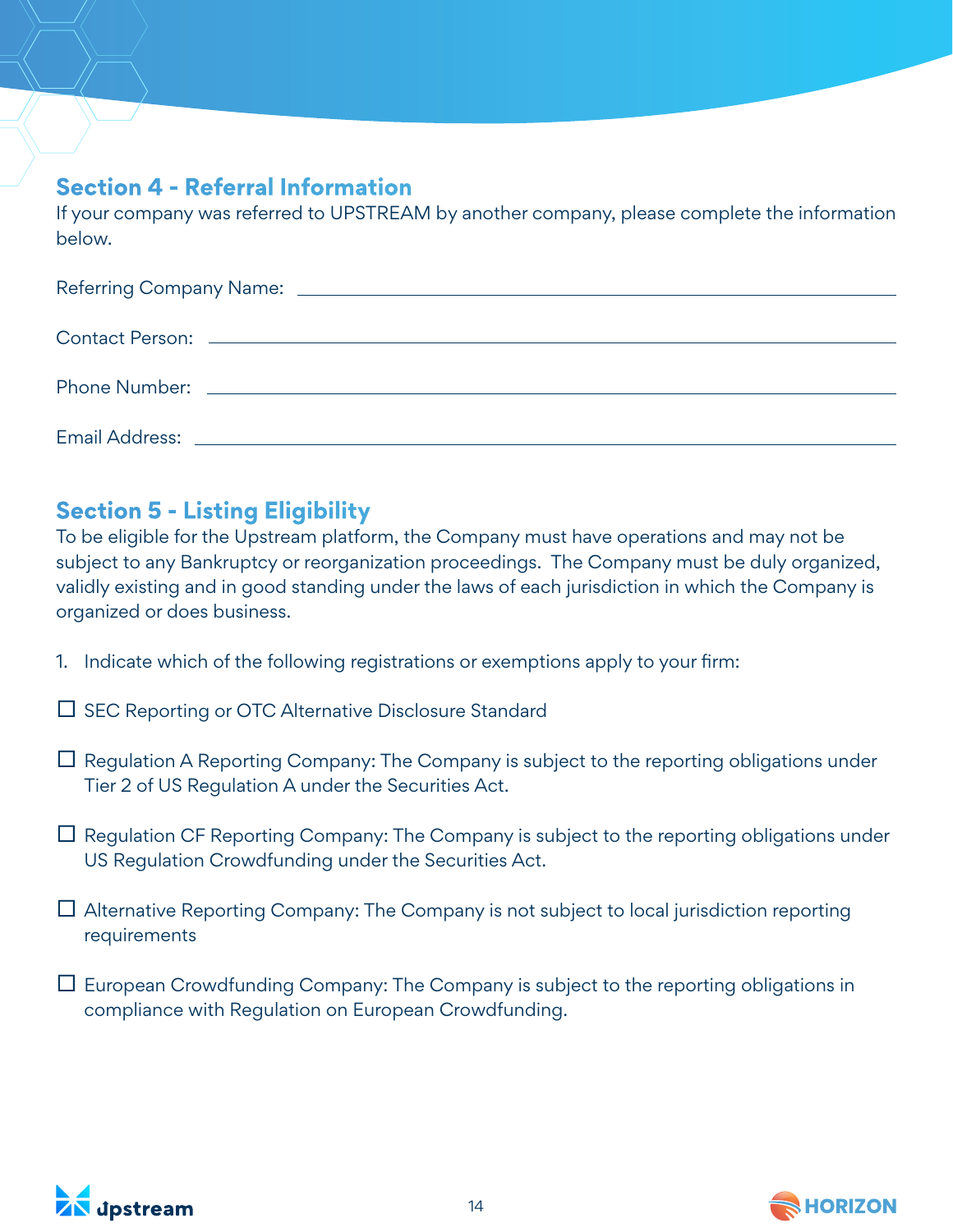## Section 4 - Referral Information

If your company was referred to UPSTREAM by another company, please complete the information below.

Referring Company Name: ______________________________

Contact Person: ______________________________

Phone Number: ______________________________

Email Address: ______________________________

## Section 5 - Listing Eligibility

To be eligible for the Upstream platform, the Company must have operations and may not be subject to any Bankruptcy or reorganization proceedings. The Company must be duly organized, validly existing and in good standing under the laws of each jurisdiction in which the Company is organized or does business.

1. Indicate which of the following registrations or exemptions apply to your firm:

☐ SEC Reporting or OTC Alternative Disclosure Standard

☐ Regulation A Reporting Company: The Company is subject to the reporting obligations under Tier 2 of US Regulation A under the Securities Act.

☐ Regulation CF Reporting Company: The Company is subject to the reporting obligations under US Regulation Crowdfunding under the Securities Act.

☐ Alternative Reporting Company: The Company is not subject to local jurisdiction reporting requirements

☐ European Crowdfunding Company: The Company is subject to the reporting obligations in compliance with Regulation on European Crowdfunding.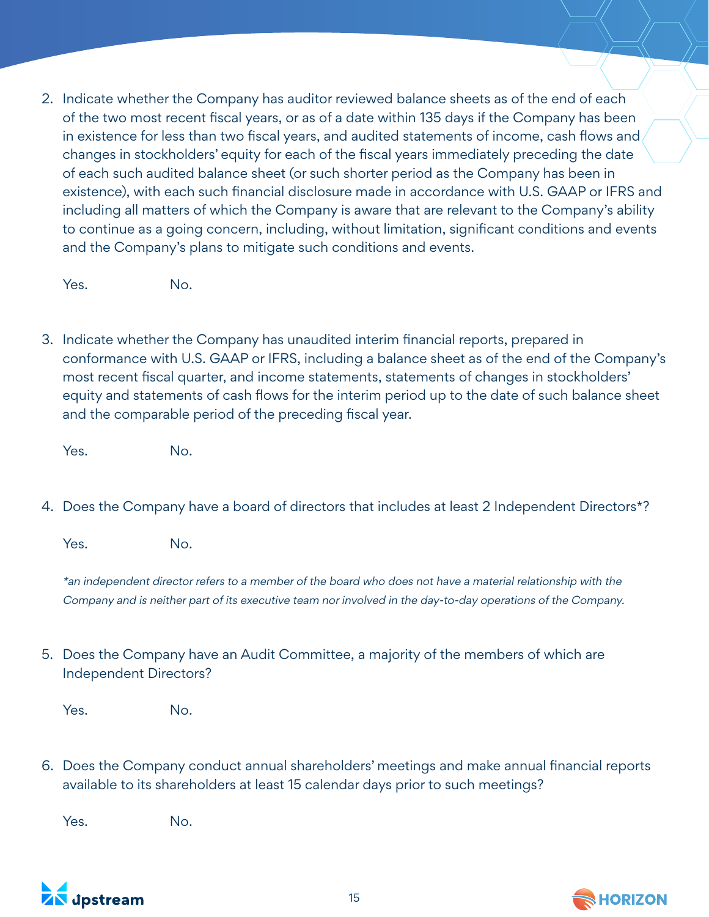2. Indicate whether the Company has auditor reviewed balance sheets as of the end of each of the two most recent fiscal years, or as of a date within 135 days if the Company has been in existence for less than two fiscal years, and audited statements of income, cash flows and changes in stockholders' equity for each of the fiscal years immediately preceding the date of each such audited balance sheet (or such shorter period as the Company has been in existence), with each such financial disclosure made in accordance with U.S. GAAP or IFRS and including all matters of which the Company is aware that are relevant to the Company's ability to continue as a going concern, including, without limitation, significant conditions and events and the Company's plans to mitigate such conditions and events.

   Yes.    No.

3. Indicate whether the Company has unaudited interim financial reports, prepared in conformance with U.S. GAAP or IFRS, including a balance sheet as of the end of the Company's most recent fiscal quarter, and income statements, statements of changes in stockholders' equity and statements of cash flows for the interim period up to the date of such balance sheet and the comparable period of the preceding fiscal year.

   Yes.    No.

4. Does the Company have a board of directors that includes at least 2 Independent Directors*?

   Yes.    No.

   *\*an independent director refers to a member of the board who does not have a material relationship with the Company and is neither part of its executive team nor involved in the day-to-day operations of the Company.*

5. Does the Company have an Audit Committee, a majority of the members of which are Independent Directors?

   Yes.    No.

6. Does the Company conduct annual shareholders' meetings and make annual financial reports available to its shareholders at least 15 calendar days prior to such meetings?

   Yes.    No.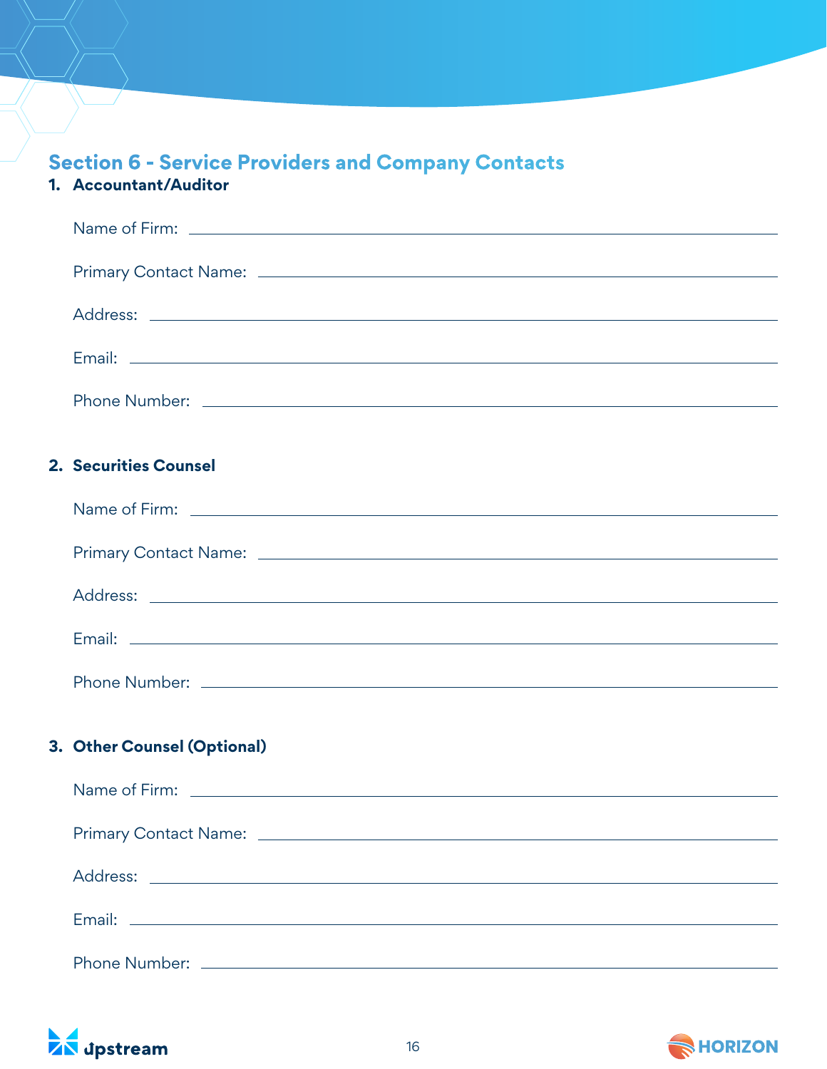## Section 6 - Service Providers and Company Contacts

### 1. Accountant/Auditor

Name of Firm: \_\_\_\_\_\_\_\_\_\_\_\_\_\_\_\_\_\_\_\_\_\_\_\_\_\_\_\_\_\_

Primary Contact Name: \_\_\_\_\_\_\_\_\_\_\_\_\_\_\_\_\_\_\_\_\_\_\_\_\_\_\_\_\_\_

Address: \_\_\_\_\_\_\_\_\_\_\_\_\_\_\_\_\_\_\_\_\_\_\_\_\_\_\_\_\_\_

Email: \_\_\_\_\_\_\_\_\_\_\_\_\_\_\_\_\_\_\_\_\_\_\_\_\_\_\_\_\_\_

Phone Number: \_\_\_\_\_\_\_\_\_\_\_\_\_\_\_\_\_\_\_\_\_\_\_\_\_\_\_\_\_\_

### 2. Securities Counsel

Name of Firm: \_\_\_\_\_\_\_\_\_\_\_\_\_\_\_\_\_\_\_\_\_\_\_\_\_\_\_\_\_\_

Primary Contact Name: \_\_\_\_\_\_\_\_\_\_\_\_\_\_\_\_\_\_\_\_\_\_\_\_\_\_\_\_\_\_

Address: \_\_\_\_\_\_\_\_\_\_\_\_\_\_\_\_\_\_\_\_\_\_\_\_\_\_\_\_\_\_

Email: \_\_\_\_\_\_\_\_\_\_\_\_\_\_\_\_\_\_\_\_\_\_\_\_\_\_\_\_\_\_

Phone Number: \_\_\_\_\_\_\_\_\_\_\_\_\_\_\_\_\_\_\_\_\_\_\_\_\_\_\_\_\_\_

### 3. Other Counsel (Optional)

Name of Firm: \_\_\_\_\_\_\_\_\_\_\_\_\_\_\_\_\_\_\_\_\_\_\_\_\_\_\_\_\_\_

Primary Contact Name: \_\_\_\_\_\_\_\_\_\_\_\_\_\_\_\_\_\_\_\_\_\_\_\_\_\_\_\_\_\_

Address: \_\_\_\_\_\_\_\_\_\_\_\_\_\_\_\_\_\_\_\_\_\_\_\_\_\_\_\_\_\_

Email: \_\_\_\_\_\_\_\_\_\_\_\_\_\_\_\_\_\_\_\_\_\_\_\_\_\_\_\_\_\_

Phone Number: \_\_\_\_\_\_\_\_\_\_\_\_\_\_\_\_\_\_\_\_\_\_\_\_\_\_\_\_\_\_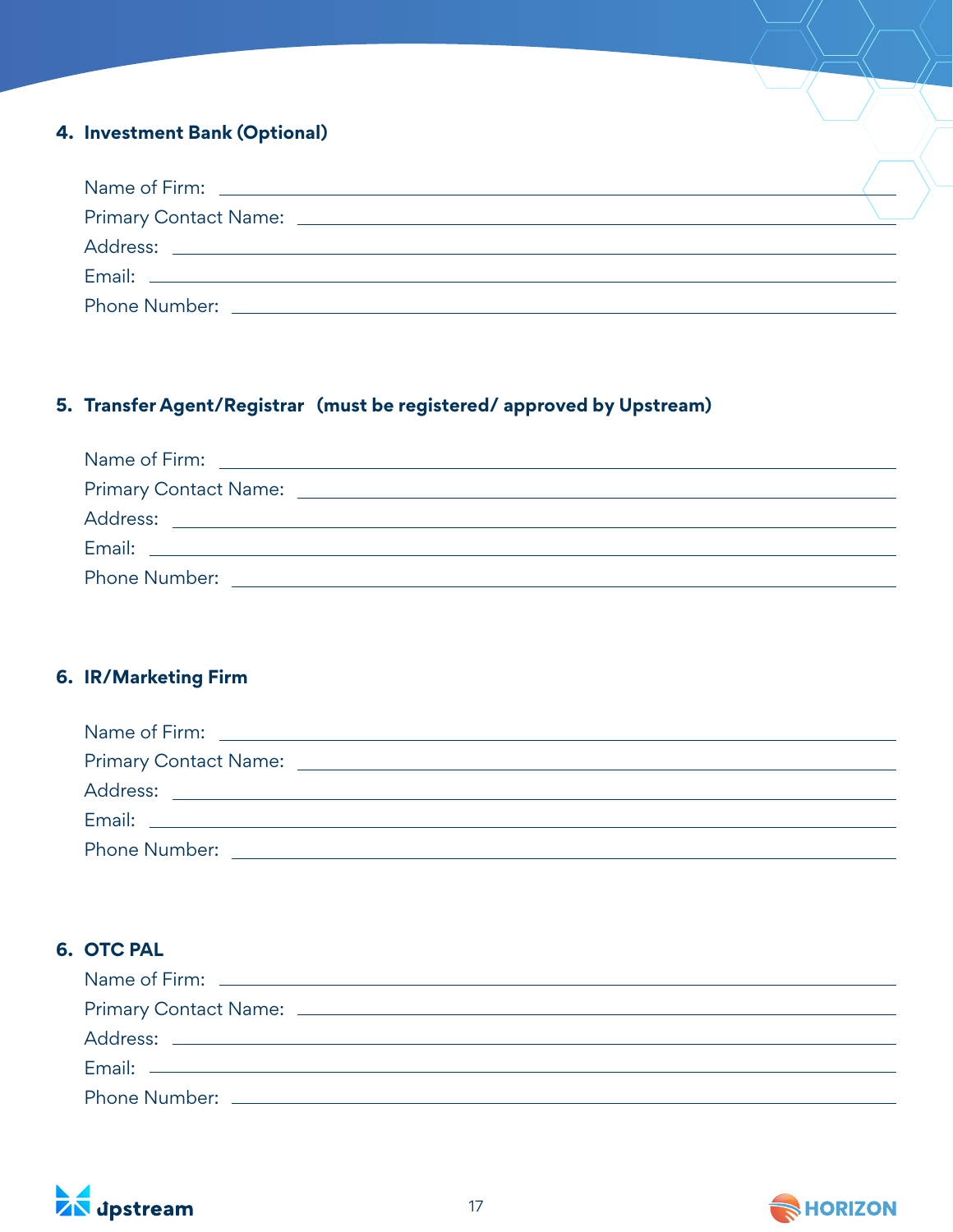#### 4. Investment Bank (Optional)

Name of Firm: ______________________________

Primary Contact Name: ______________________________

Address: ______________________________

Email: ______________________________

Phone Number: ______________________________

#### 5. Transfer Agent/Registrar (must be registered/ approved by Upstream)

Name of Firm: ______________________________

Primary Contact Name: ______________________________

Address: ______________________________

Email: ______________________________

Phone Number: ______________________________

#### 6. IR/Marketing Firm

Name of Firm: ______________________________

Primary Contact Name: ______________________________

Address: ______________________________

Email: ______________________________

Phone Number: ______________________________

#### 6. OTC PAL

Name of Firm: ______________________________

Primary Contact Name: ______________________________

Address: ______________________________

Email: ______________________________

Phone Number: ______________________________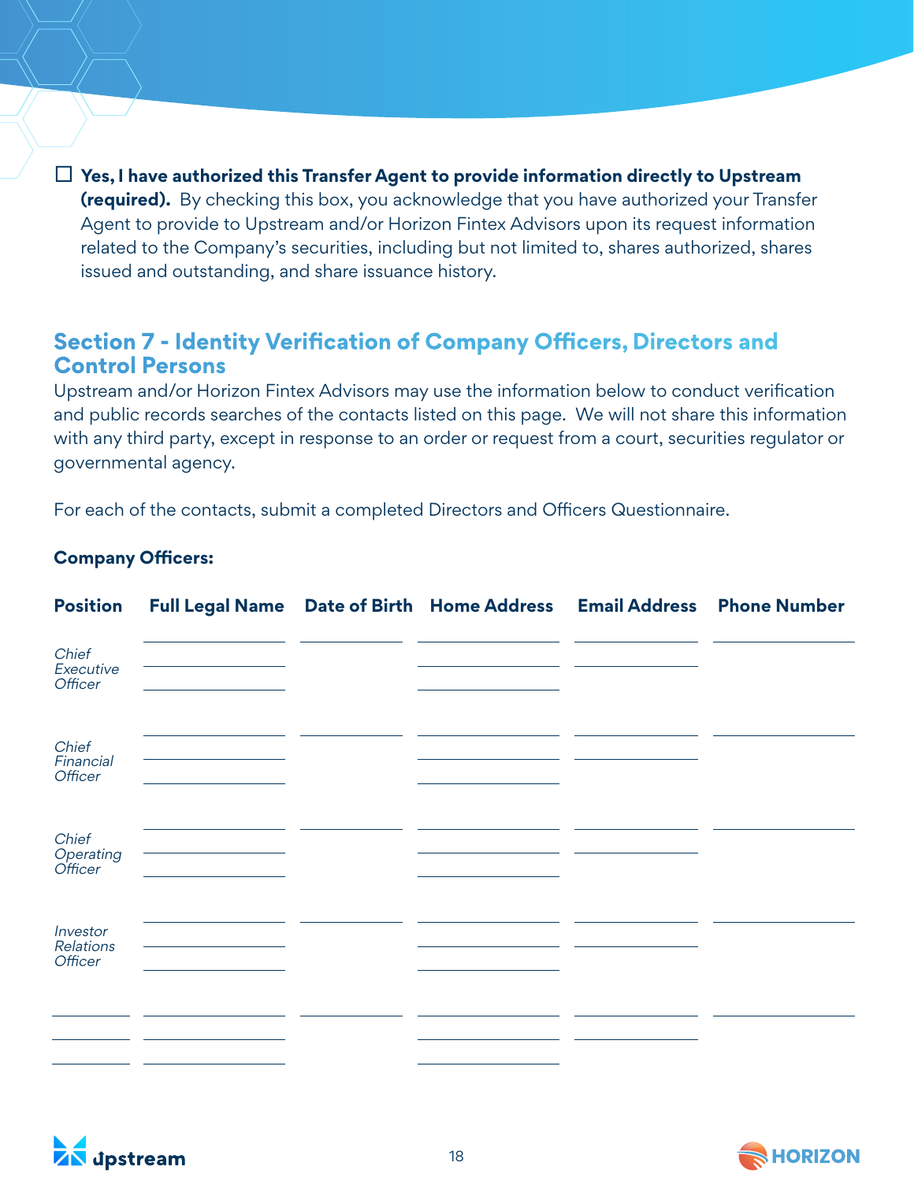☐ **Yes, I have authorized this Transfer Agent to provide information directly to Upstream (required).** By checking this box, you acknowledge that you have authorized your Transfer Agent to provide to Upstream and/or Horizon Fintex Advisors upon its request information related to the Company's securities, including but not limited to, shares authorized, shares issued and outstanding, and share issuance history.

## Section 7 - Identity Verification of Company Officers, Directors and Control Persons

Upstream and/or Horizon Fintex Advisors may use the information below to conduct verification and public records searches of the contacts listed on this page. We will not share this information with any third party, except in response to an order or request from a court, securities regulator or governmental agency.

For each of the contacts, submit a completed Directors and Officers Questionnaire.

**Company Officers:**

| Position | Full Legal Name | Date of Birth | Home Address | Email Address | Phone Number |
|---|---|---|---|---|---|
| *Chief Executive Officer* | | | | | |
| *Chief Financial Officer* | | | | | |
| *Chief Operating Officer* | | | | | |
| *Investor Relations Officer* | | | | | |
| | | | | | |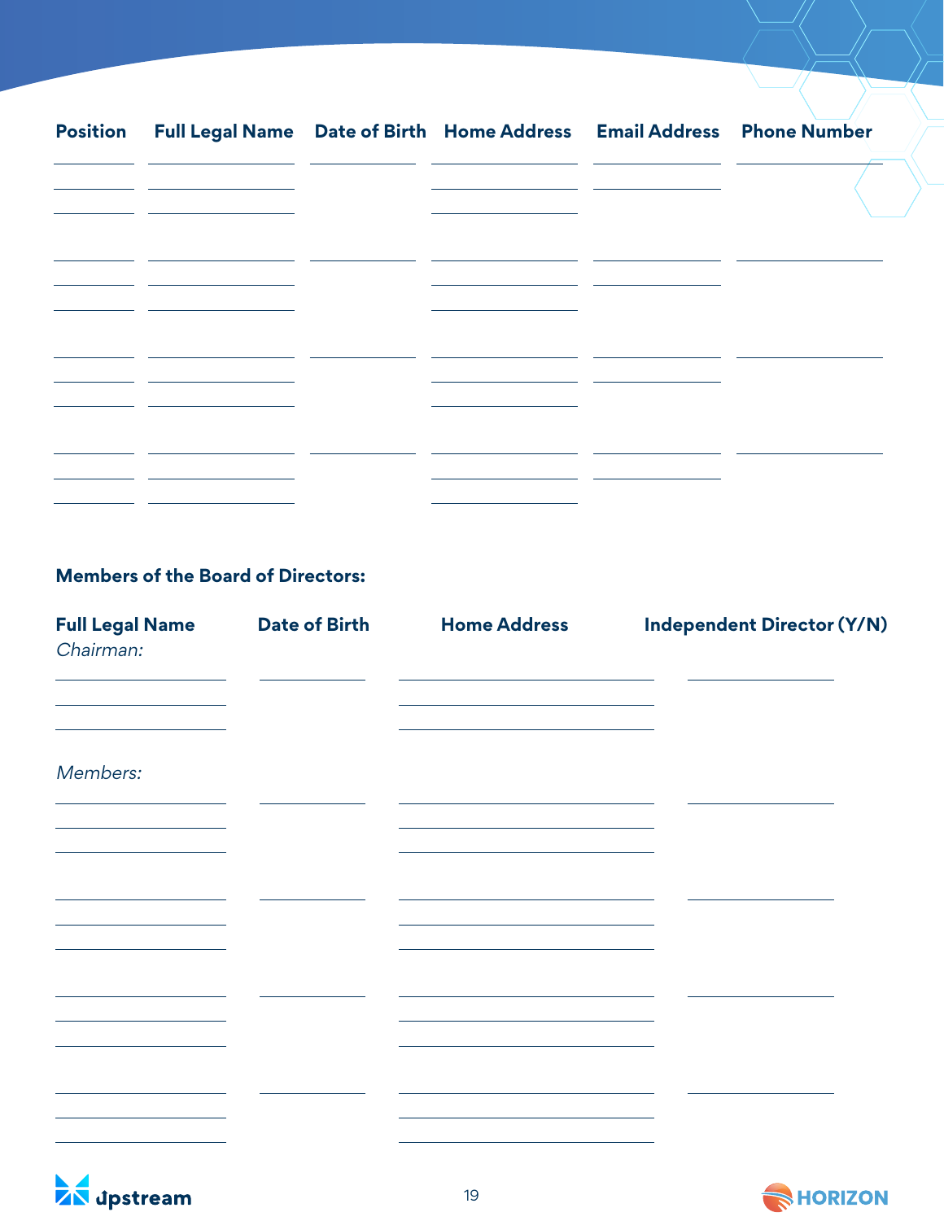| Position | Full Legal Name | Date of Birth | Home Address | Email Address | Phone Number |
|---|---|---|---|---|---|
| | | | | | |
| | | | | | |
| | | | | | |
| | | | | | |

**Members of the Board of Directors:**

| Full Legal Name | Date of Birth | Home Address | Independent Director (Y/N) |
|---|---|---|---|
| *Chairman:* | | | |
| | | | |
| *Members:* | | | |
| | | | |
| | | | |
| | | | |
| | | | |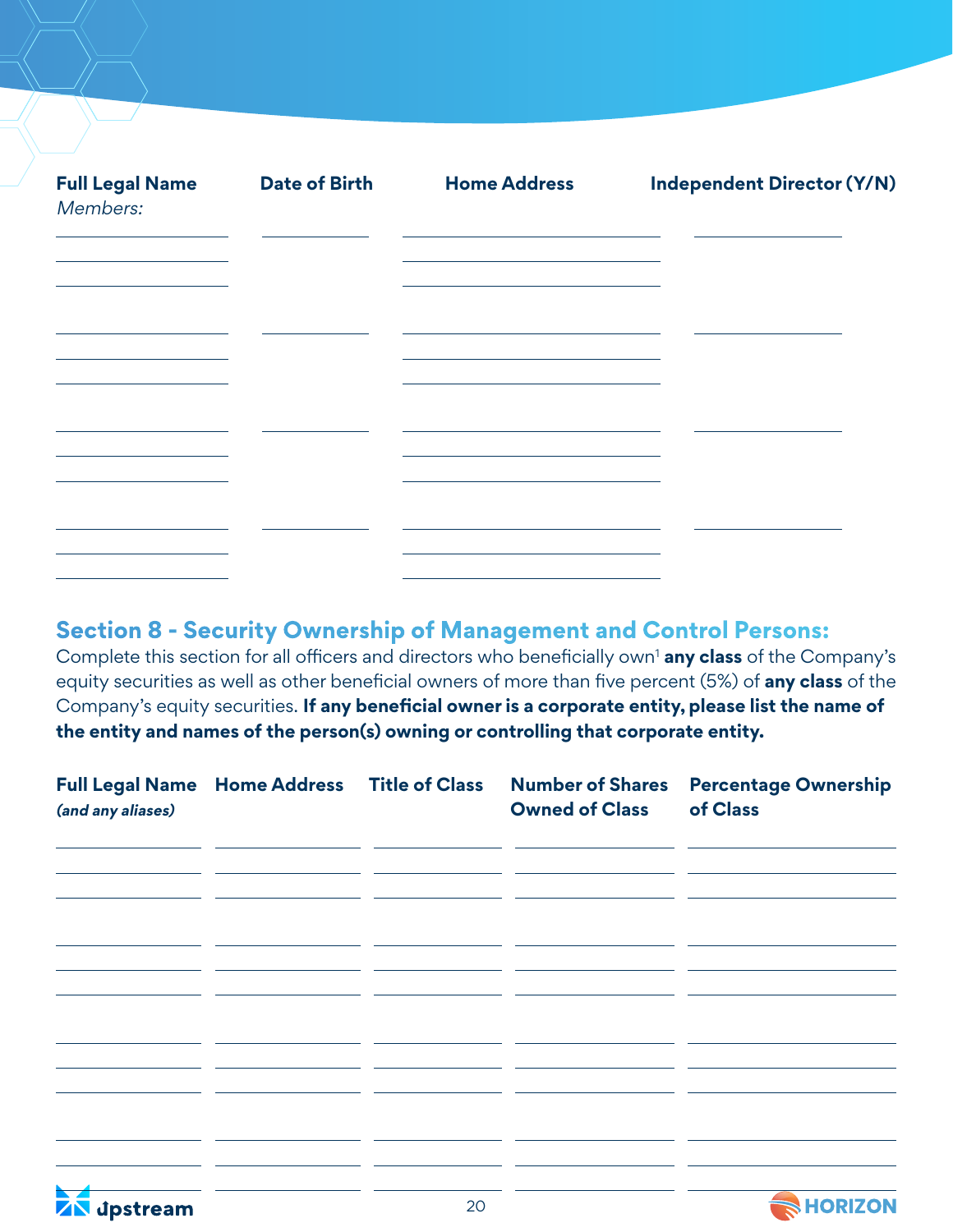| Full Legal Name *Members:* | Date of Birth | Home Address | Independent Director (Y/N) |
|---|---|---|---|
| | | | |
| | | | |
| | | | |
| | | | |

## Section 8 - Security Ownership of Management and Control Persons:

Complete this section for all officers and directors who beneficially own[1] **any class** of the Company's equity securities as well as other beneficial owners of more than five percent (5%) of **any class** of the Company's equity securities. **If any beneficial owner is a corporate entity, please list the name of the entity and names of the person(s) owning or controlling that corporate entity.**

| Full Legal Name *(and any aliases)* | Home Address | Title of Class | Number of Shares Owned of Class | Percentage Ownership of Class |
|---|---|---|---|---|
| | | | | |
| | | | | |
| | | | | |
| | | | | |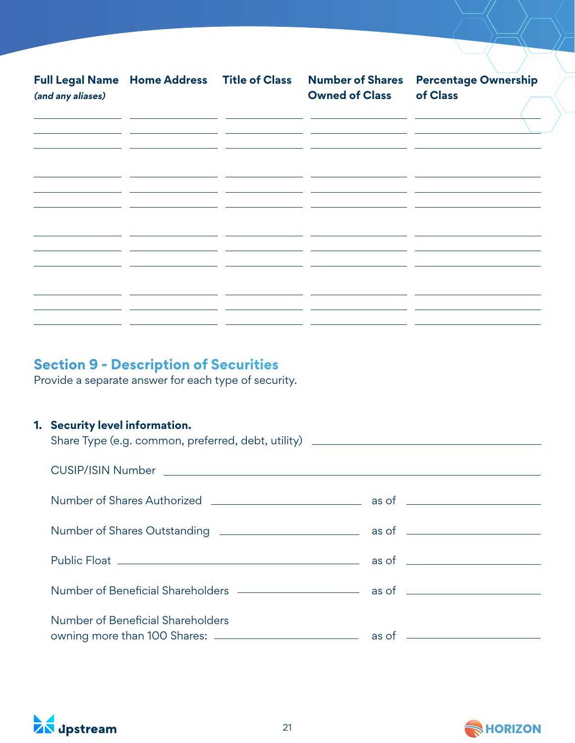| Full Legal Name *(and any aliases)* | Home Address | Title of Class | Number of Shares Owned of Class | Percentage Ownership of Class |
|---|---|---|---|---|
| | | | | |
| | | | | |
| | | | | |
| | | | | |

## Section 9 - Description of Securities

Provide a separate answer for each type of security.

1. **Security level information.**

   Share Type (e.g. common, preferred, debt, utility) ____________________

   CUSIP/ISIN Number ____________________

   Number of Shares Authorized ____________________ as of ____________________

   Number of Shares Outstanding ____________________ as of ____________________

   Public Float ____________________ as of ____________________

   Number of Beneficial Shareholders ____________________ as of ____________________

   Number of Beneficial Shareholders owning more than 100 Shares: ____________________ as of ____________________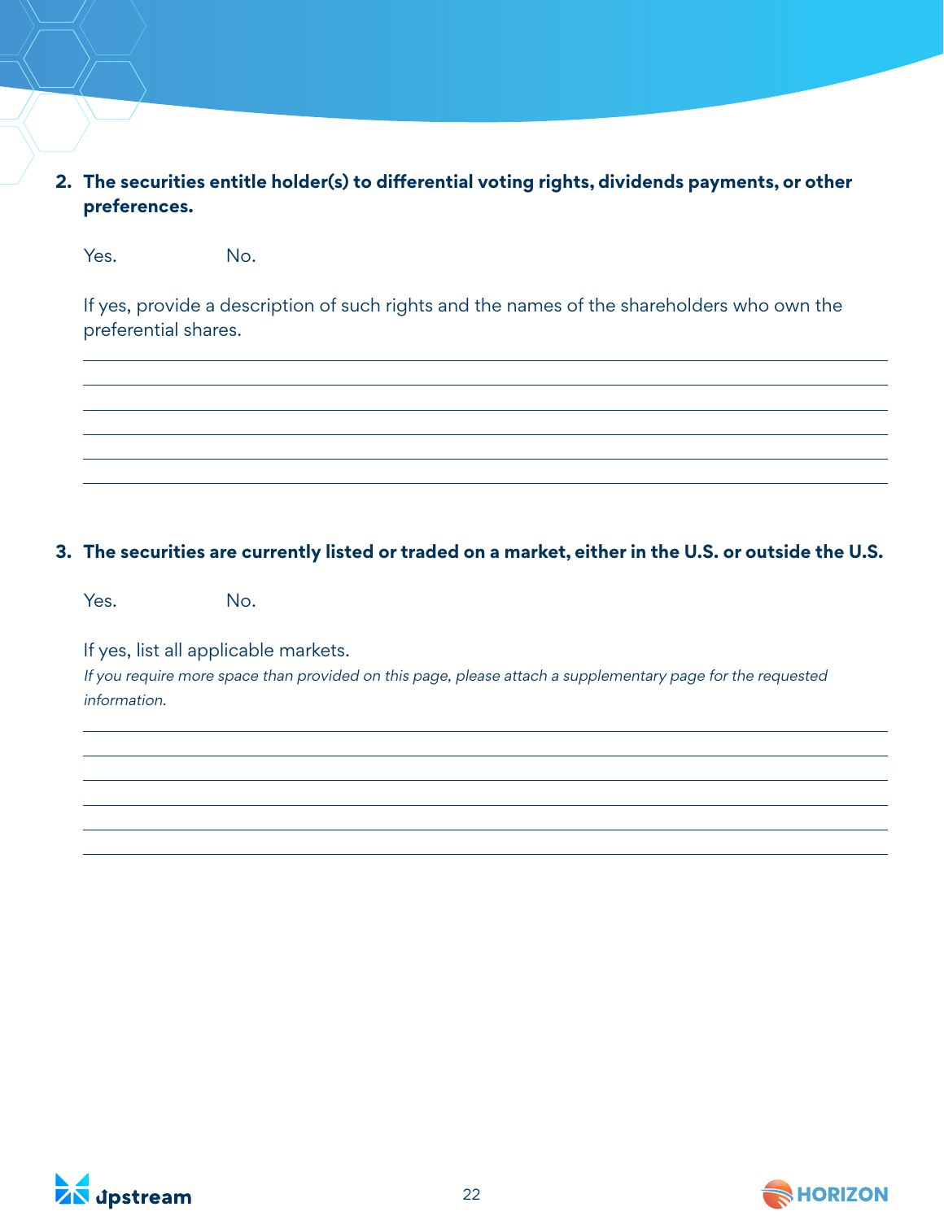2. **The securities entitle holder(s) to differential voting rights, dividends payments, or other preferences.**

   Yes. No.

   If yes, provide a description of such rights and the names of the shareholders who own the preferential shares.

   ______________________________________________________________________

   ______________________________________________________________________

   ______________________________________________________________________

   ______________________________________________________________________

   ______________________________________________________________________

   ______________________________________________________________________

3. **The securities are currently listed or traded on a market, either in the U.S. or outside the U.S.**

   Yes. No.

   If yes, list all applicable markets.

   *If you require more space than provided on this page, please attach a supplementary page for the requested information.*

   ______________________________________________________________________

   ______________________________________________________________________

   ______________________________________________________________________

   ______________________________________________________________________

   ______________________________________________________________________

   ______________________________________________________________________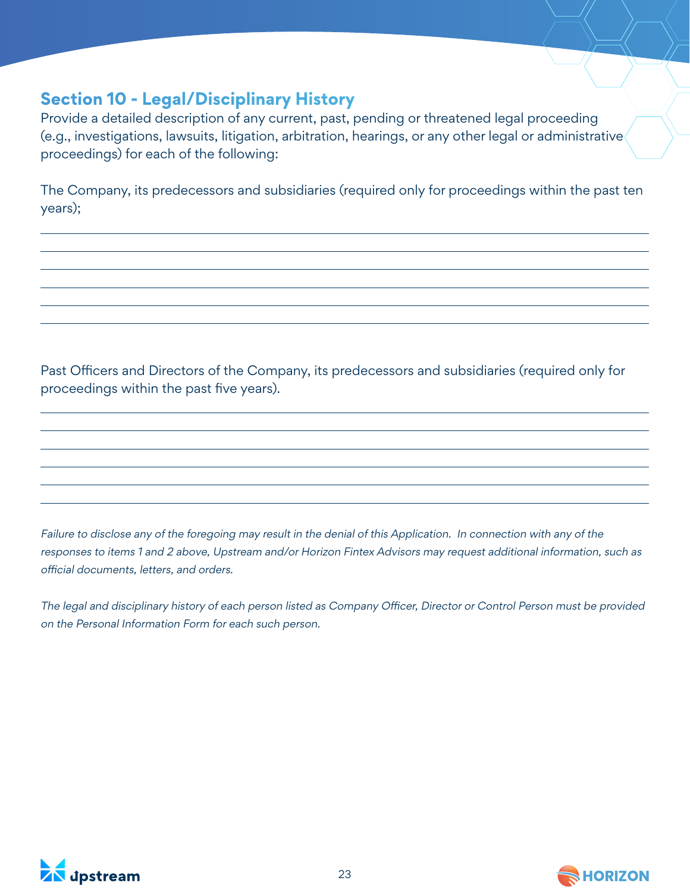## Section 10 - Legal/Disciplinary History

Provide a detailed description of any current, past, pending or threatened legal proceeding (e.g., investigations, lawsuits, litigation, arbitration, hearings, or any other legal or administrative proceedings) for each of the following:

The Company, its predecessors and subsidiaries (required only for proceedings within the past ten years);

______________________________________________________________________

______________________________________________________________________

______________________________________________________________________

______________________________________________________________________

______________________________________________________________________

______________________________________________________________________

Past Officers and Directors of the Company, its predecessors and subsidiaries (required only for proceedings within the past five years).

______________________________________________________________________

______________________________________________________________________

______________________________________________________________________

______________________________________________________________________

______________________________________________________________________

______________________________________________________________________

*Failure to disclose any of the foregoing may result in the denial of this Application. In connection with any of the responses to items 1 and 2 above, Upstream and/or Horizon Fintex Advisors may request additional information, such as official documents, letters, and orders.*

*The legal and disciplinary history of each person listed as Company Officer, Director or Control Person must be provided on the Personal Information Form for each such person.*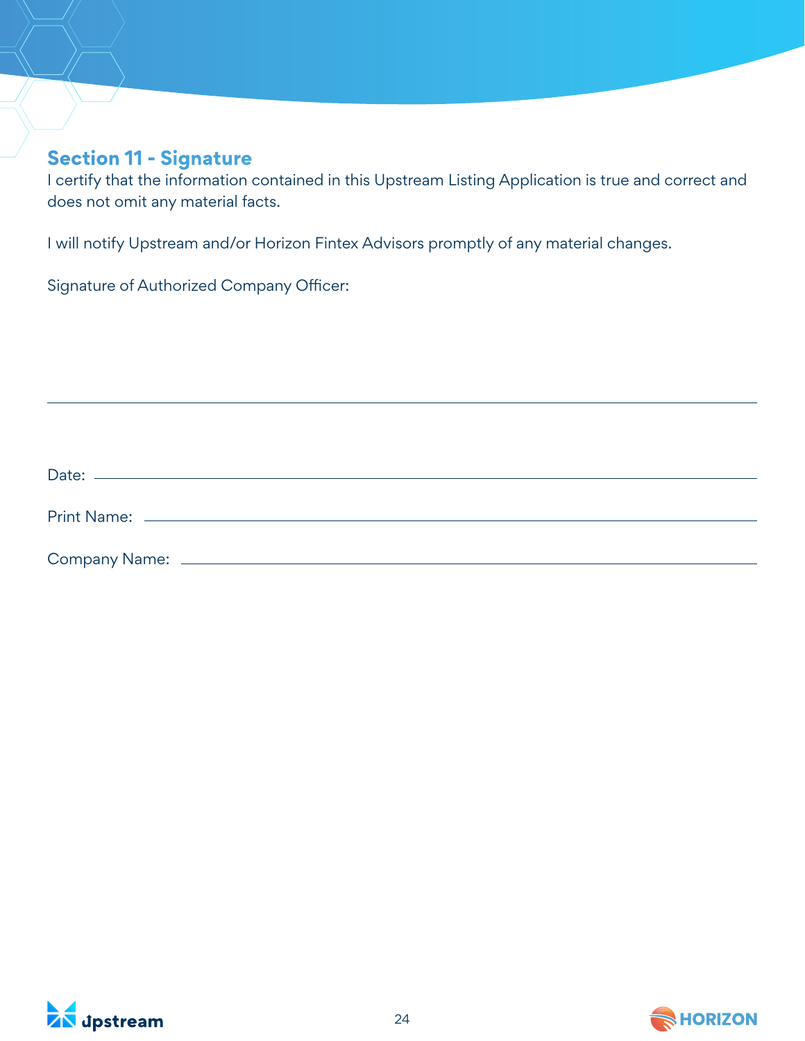## Section 11 - Signature

I certify that the information contained in this Upstream Listing Application is true and correct and does not omit any material facts.

I will notify Upstream and/or Horizon Fintex Advisors promptly of any material changes.

Signature of Authorized Company Officer:

\_\_\_\_\_\_\_\_\_\_\_\_\_\_\_\_\_\_\_\_\_\_\_\_\_\_\_\_\_\_\_\_\_\_\_\_\_\_\_\_

Date: \_\_\_\_\_\_\_\_\_\_\_\_\_\_\_\_\_\_\_\_\_\_\_\_\_\_\_\_\_\_\_\_\_\_\_\_

Print Name: \_\_\_\_\_\_\_\_\_\_\_\_\_\_\_\_\_\_\_\_\_\_\_\_\_\_\_\_\_\_\_\_

Company Name: \_\_\_\_\_\_\_\_\_\_\_\_\_\_\_\_\_\_\_\_\_\_\_\_\_\_\_\_\_\_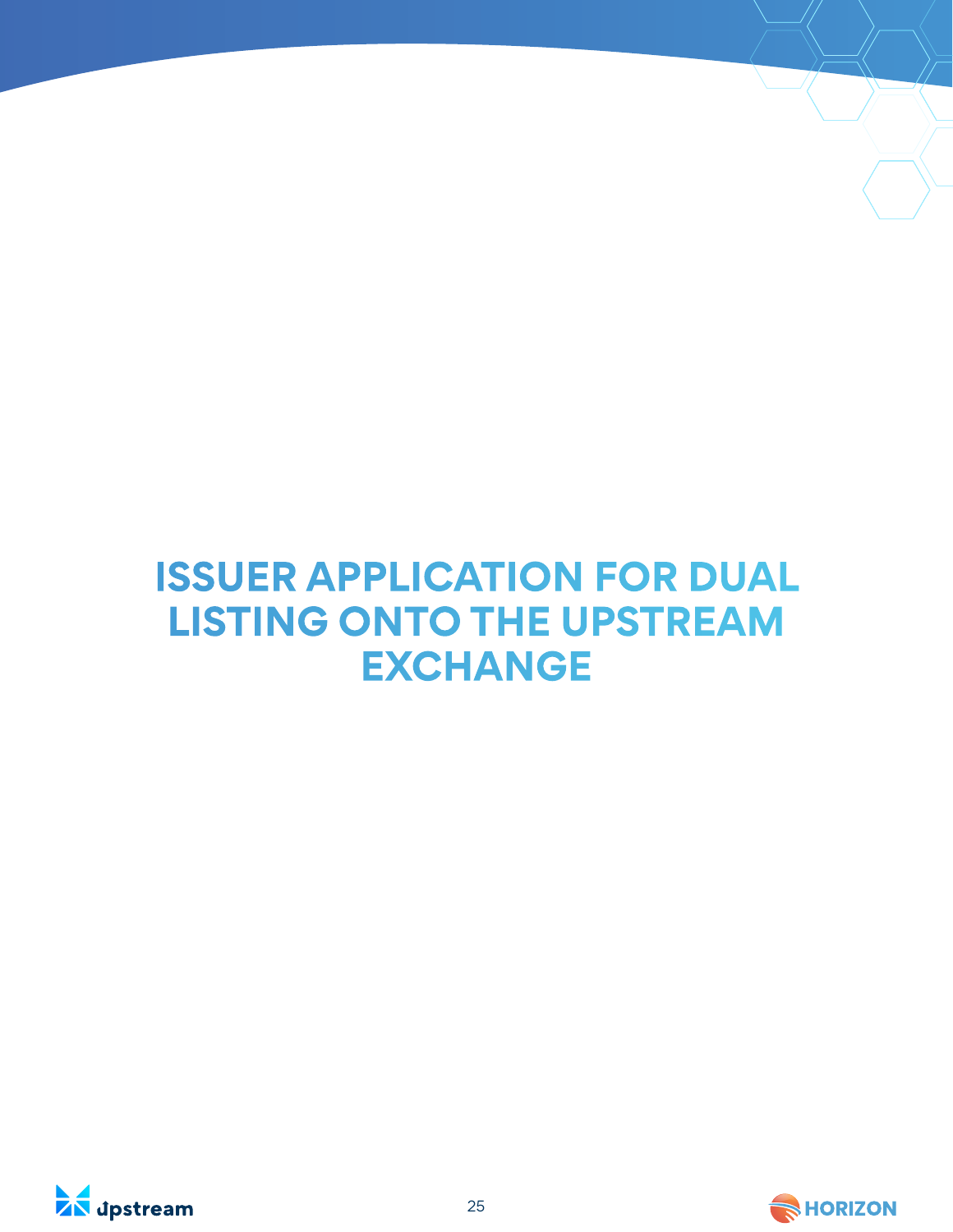# ISSUER APPLICATION FOR DUAL LISTING ONTO THE UPSTREAM EXCHANGE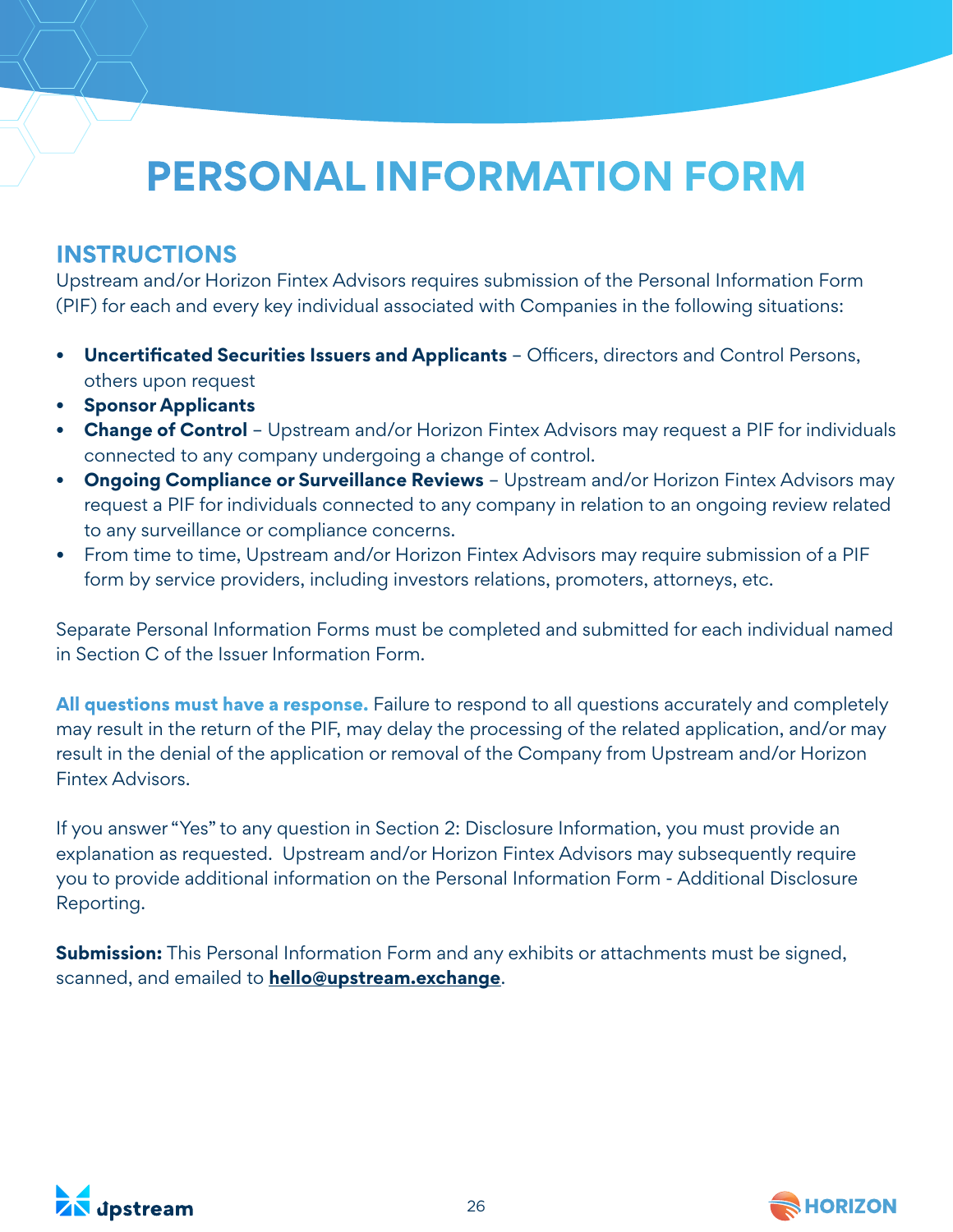# PERSONAL INFORMATION FORM

## INSTRUCTIONS

Upstream and/or Horizon Fintex Advisors requires submission of the Personal Information Form (PIF) for each and every key individual associated with Companies in the following situations:

- **Uncertificated Securities Issuers and Applicants** – Officers, directors and Control Persons, others upon request
- **Sponsor Applicants**
- **Change of Control** – Upstream and/or Horizon Fintex Advisors may request a PIF for individuals connected to any company undergoing a change of control.
- **Ongoing Compliance or Surveillance Reviews** – Upstream and/or Horizon Fintex Advisors may request a PIF for individuals connected to any company in relation to an ongoing review related to any surveillance or compliance concerns.
- From time to time, Upstream and/or Horizon Fintex Advisors may require submission of a PIF form by service providers, including investors relations, promoters, attorneys, etc.

Separate Personal Information Forms must be completed and submitted for each individual named in Section C of the Issuer Information Form.

**All questions must have a response.** Failure to respond to all questions accurately and completely may result in the return of the PIF, may delay the processing of the related application, and/or may result in the denial of the application or removal of the Company from Upstream and/or Horizon Fintex Advisors.

If you answer "Yes" to any question in Section 2: Disclosure Information, you must provide an explanation as requested. Upstream and/or Horizon Fintex Advisors may subsequently require you to provide additional information on the Personal Information Form - Additional Disclosure Reporting.

**Submission:** This Personal Information Form and any exhibits or attachments must be signed, scanned, and emailed to **hello@upstream.exchange**.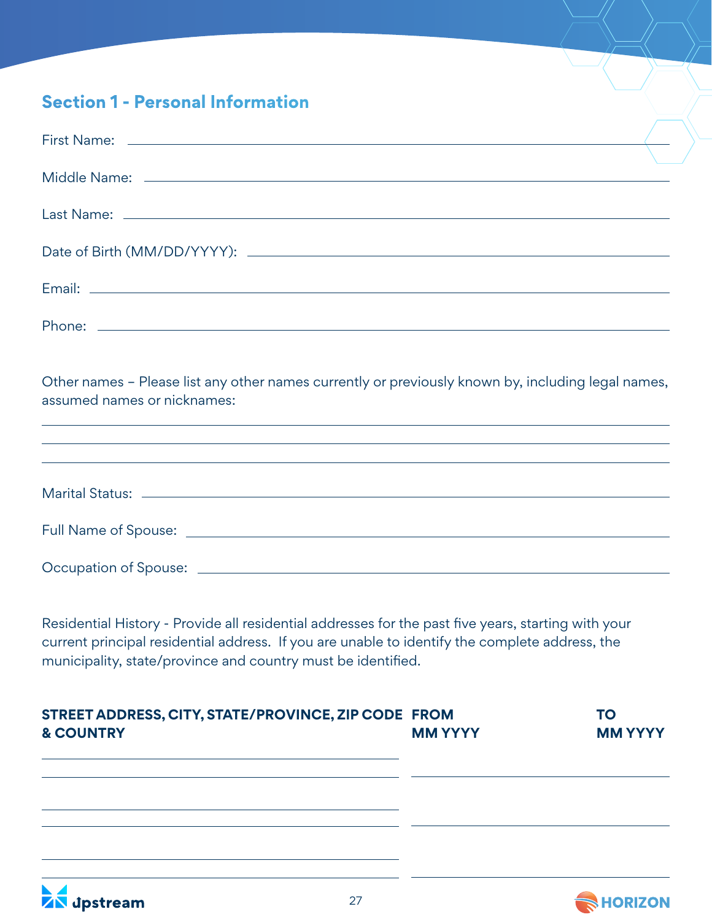## Section 1 - Personal Information

First Name: ______________________________

Middle Name: ______________________________

Last Name: ______________________________

Date of Birth (MM/DD/YYYY): ______________________________

Email: ______________________________

Phone: ______________________________

Other names – Please list any other names currently or previously known by, including legal names, assumed names or nicknames:

______________________________

______________________________

______________________________

Marital Status: ______________________________

Full Name of Spouse: ______________________________

Occupation of Spouse: ______________________________

Residential History - Provide all residential addresses for the past five years, starting with your current principal residential address. If you are unable to identify the complete address, the municipality, state/province and country must be identified.

| STREET ADDRESS, CITY, STATE/PROVINCE, ZIP CODE & COUNTRY | FROM MM YYYY | TO MM YYYY |
|---|---|---|
| | | |
| | | |
| | | |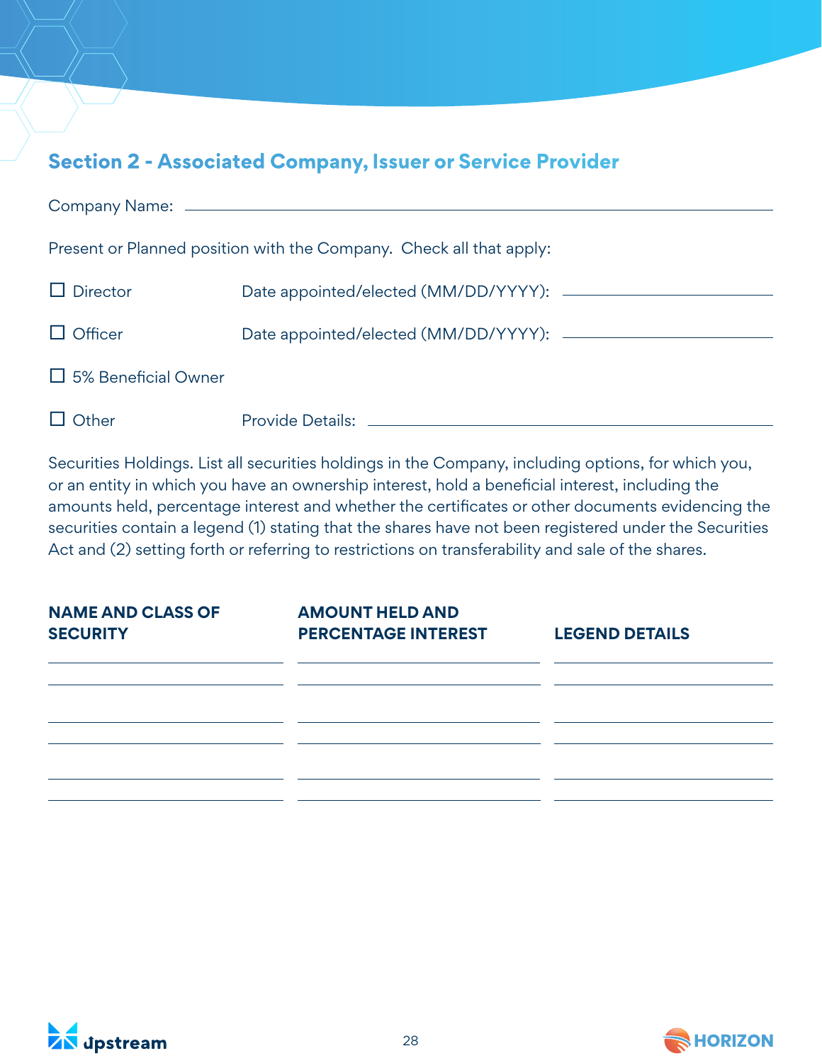## Section 2 - Associated Company, Issuer or Service Provider

Company Name: ______________________________

Present or Planned position with the Company. Check all that apply:

☐ Director    Date appointed/elected (MM/DD/YYYY): ______________

☐ Officer    Date appointed/elected (MM/DD/YYYY): ______________

☐ 5% Beneficial Owner

☐ Other    Provide Details: ______________________________

Securities Holdings. List all securities holdings in the Company, including options, for which you, or an entity in which you have an ownership interest, hold a beneficial interest, including the amounts held, percentage interest and whether the certificates or other documents evidencing the securities contain a legend (1) stating that the shares have not been registered under the Securities Act and (2) setting forth or referring to restrictions on transferability and sale of the shares.

| NAME AND CLASS OF SECURITY | AMOUNT HELD AND PERCENTAGE INTEREST | LEGEND DETAILS |
|---|---|---|
| | | |
| | | |
| | | |
| | | |
| | | |
| | | |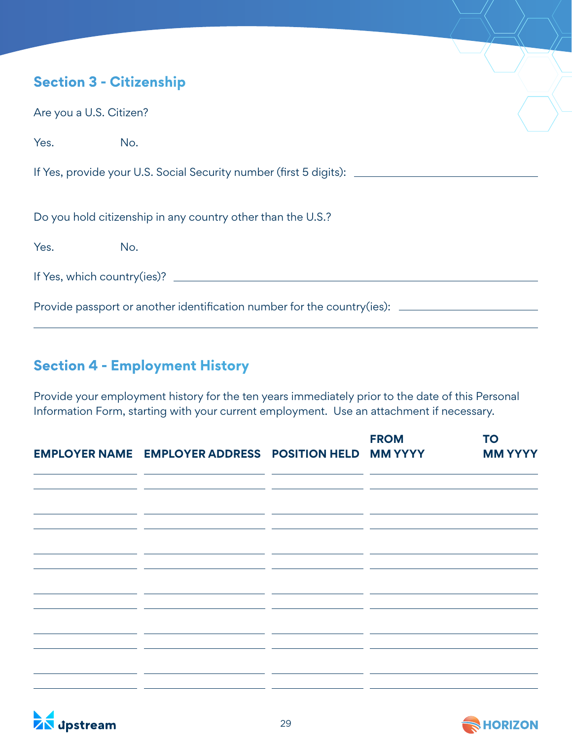## Section 3 - Citizenship

Are you a U.S. Citizen?

Yes. No.

If Yes, provide your U.S. Social Security number (first 5 digits): ______________________

Do you hold citizenship in any country other than the U.S.?

Yes. No.

If Yes, which country(ies)? ______________________

Provide passport or another identification number for the country(ies): ______________________

______________________

## Section 4 - Employment History

Provide your employment history for the ten years immediately prior to the date of this Personal Information Form, starting with your current employment. Use an attachment if necessary.

| EMPLOYER NAME | EMPLOYER ADDRESS | POSITION HELD | FROM MM YYYY | TO MM YYYY |
|---|---|---|---|---|
| | | | | |
| | | | | |
| | | | | |
| | | | | |
| | | | | |
| | | | | |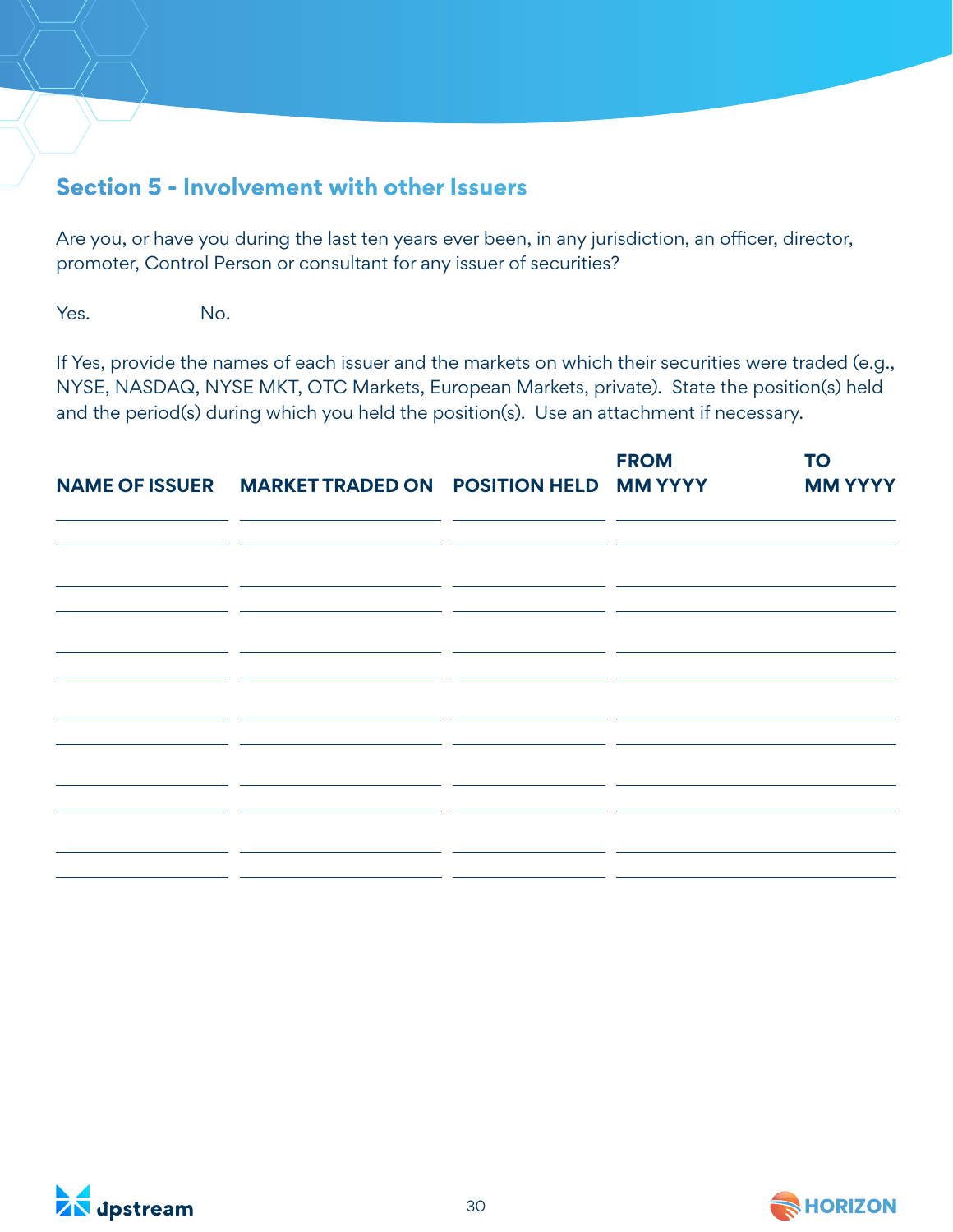## Section 5 - Involvement with other Issuers

Are you, or have you during the last ten years ever been, in any jurisdiction, an officer, director, promoter, Control Person or consultant for any issuer of securities?

Yes. No.

If Yes, provide the names of each issuer and the markets on which their securities were traded (e.g., NYSE, NASDAQ, NYSE MKT, OTC Markets, European Markets, private). State the position(s) held and the period(s) during which you held the position(s). Use an attachment if necessary.

| NAME OF ISSUER | MARKET TRADED ON | POSITION HELD | FROM MM YYYY | TO MM YYYY |
| --- | --- | --- | --- | --- |
| | | | | |
| | | | | |
| | | | | |
| | | | | |
| | | | | |
| | | | | |
| | | | | |
| | | | | |
| | | | | |
| | | | | |
| | | | | |
| | | | | |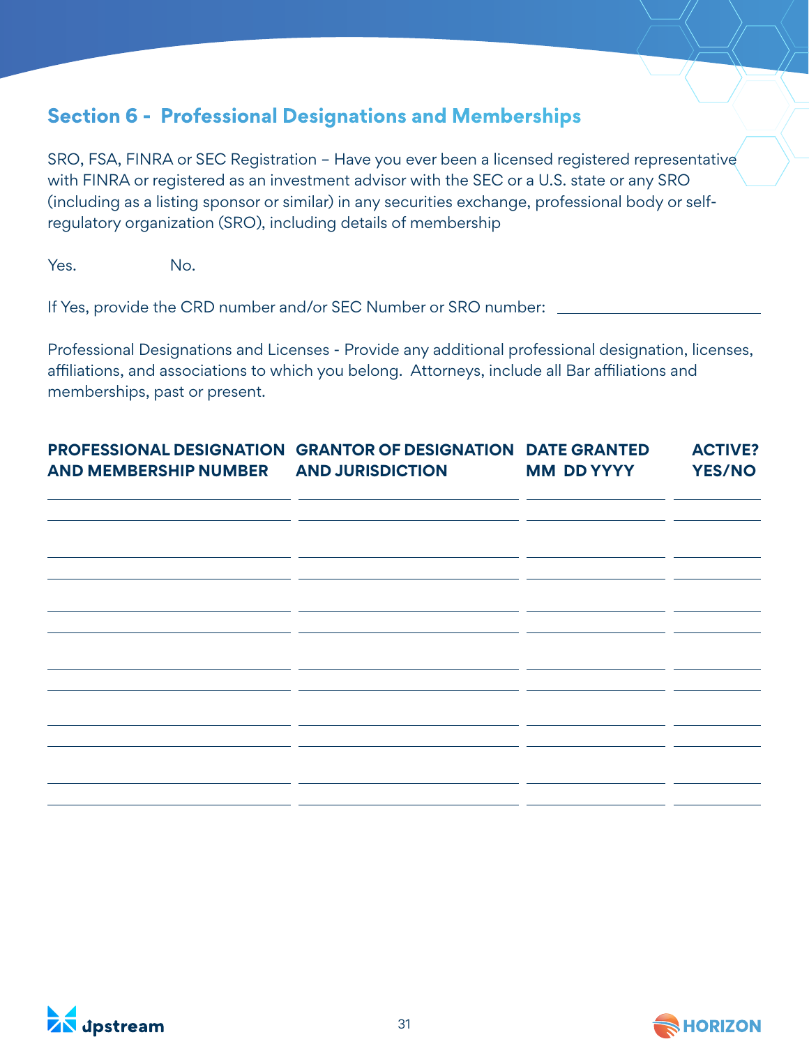## Section 6 - Professional Designations and Memberships

SRO, FSA, FINRA or SEC Registration – Have you ever been a licensed registered representative with FINRA or registered as an investment advisor with the SEC or a U.S. state or any SRO (including as a listing sponsor or similar) in any securities exchange, professional body or self-regulatory organization (SRO), including details of membership

Yes. No.

If Yes, provide the CRD number and/or SEC Number or SRO number: ______________________

Professional Designations and Licenses - Provide any additional professional designation, licenses, affiliations, and associations to which you belong. Attorneys, include all Bar affiliations and memberships, past or present.

| PROFESSIONAL DESIGNATION AND MEMBERSHIP NUMBER | GRANTOR OF DESIGNATION AND JURISDICTION | DATE GRANTED MM DD YYYY | ACTIVE? YES/NO |
| --- | --- | --- | --- |
| | | | |
| | | | |
| | | | |
| | | | |
| | | | |
| | | | |
| | | | |
| | | | |
| | | | |
| | | | |
| | | | |
| | | | |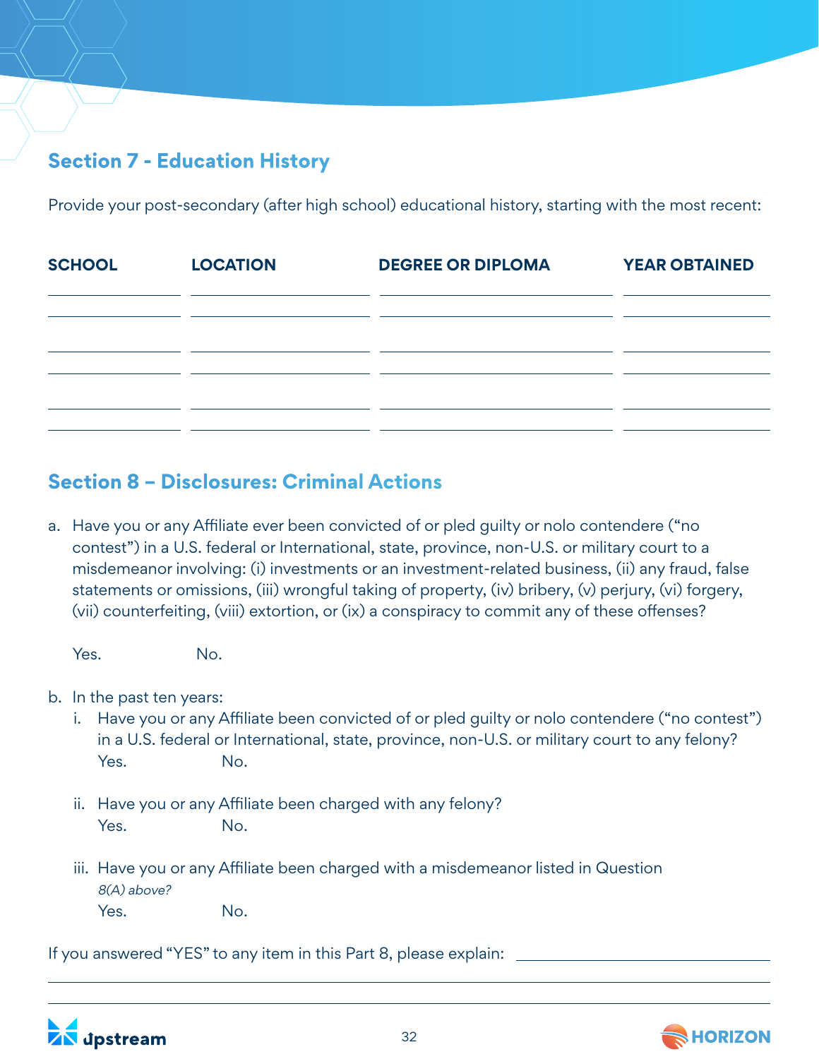## Section 7 - Education History

Provide your post-secondary (after high school) educational history, starting with the most recent:

| SCHOOL | LOCATION | DEGREE OR DIPLOMA | YEAR OBTAINED |
| --- | --- | --- | --- |
| | | | |
| | | | |
| | | | |
| | | | |
| | | | |
| | | | |

## Section 8 – Disclosures: Criminal Actions

a. Have you or any Affiliate ever been convicted of or pled guilty or nolo contendere ("no contest") in a U.S. federal or International, state, province, non-U.S. or military court to a misdemeanor involving: (i) investments or an investment-related business, (ii) any fraud, false statements or omissions, (iii) wrongful taking of property, (iv) bribery, (v) perjury, (vi) forgery, (vii) counterfeiting, (viii) extortion, or (ix) a conspiracy to commit any of these offenses?

Yes. No.

b. In the past ten years:

i. Have you or any Affiliate been convicted of or pled guilty or nolo contendere ("no contest") in a U.S. federal or International, state, province, non-U.S. or military court to any felony?
Yes. No.

ii. Have you or any Affiliate been charged with any felony?
Yes. No.

iii. Have you or any Affiliate been charged with a misdemeanor listed in Question *8(A) above?*
Yes. No.

If you answered "YES" to any item in this Part 8, please explain: ____________________

____________________

____________________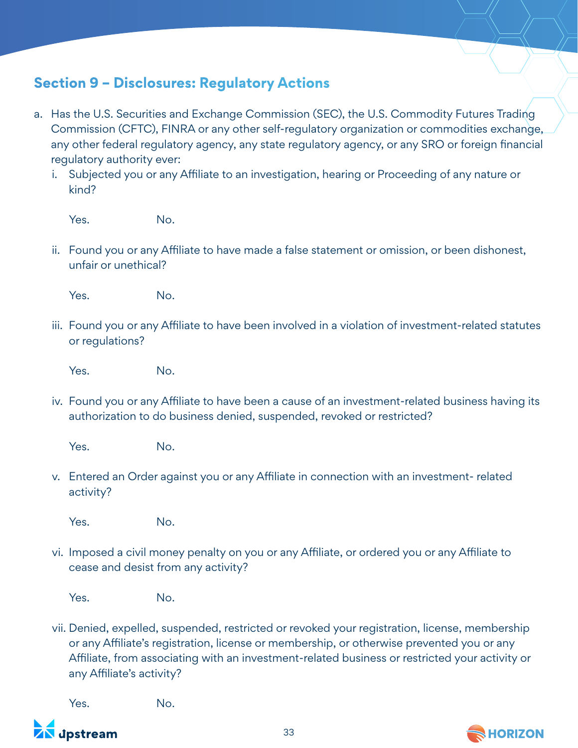## Section 9 – Disclosures: Regulatory Actions

a. Has the U.S. Securities and Exchange Commission (SEC), the U.S. Commodity Futures Trading Commission (CFTC), FINRA or any other self-regulatory organization or commodities exchange, any other federal regulatory agency, any state regulatory agency, or any SRO or foreign financial regulatory authority ever:

   i. Subjected you or any Affiliate to an investigation, hearing or Proceeding of any nature or kind?

      Yes. No.

   ii. Found you or any Affiliate to have made a false statement or omission, or been dishonest, unfair or unethical?

      Yes. No.

   iii. Found you or any Affiliate to have been involved in a violation of investment-related statutes or regulations?

      Yes. No.

   iv. Found you or any Affiliate to have been a cause of an investment-related business having its authorization to do business denied, suspended, revoked or restricted?

      Yes. No.

   v. Entered an Order against you or any Affiliate in connection with an investment- related activity?

      Yes. No.

   vi. Imposed a civil money penalty on you or any Affiliate, or ordered you or any Affiliate to cease and desist from any activity?

      Yes. No.

   vii. Denied, expelled, suspended, restricted or revoked your registration, license, membership or any Affiliate's registration, license or membership, or otherwise prevented you or any Affiliate, from associating with an investment-related business or restricted your activity or any Affiliate's activity?

      Yes. No.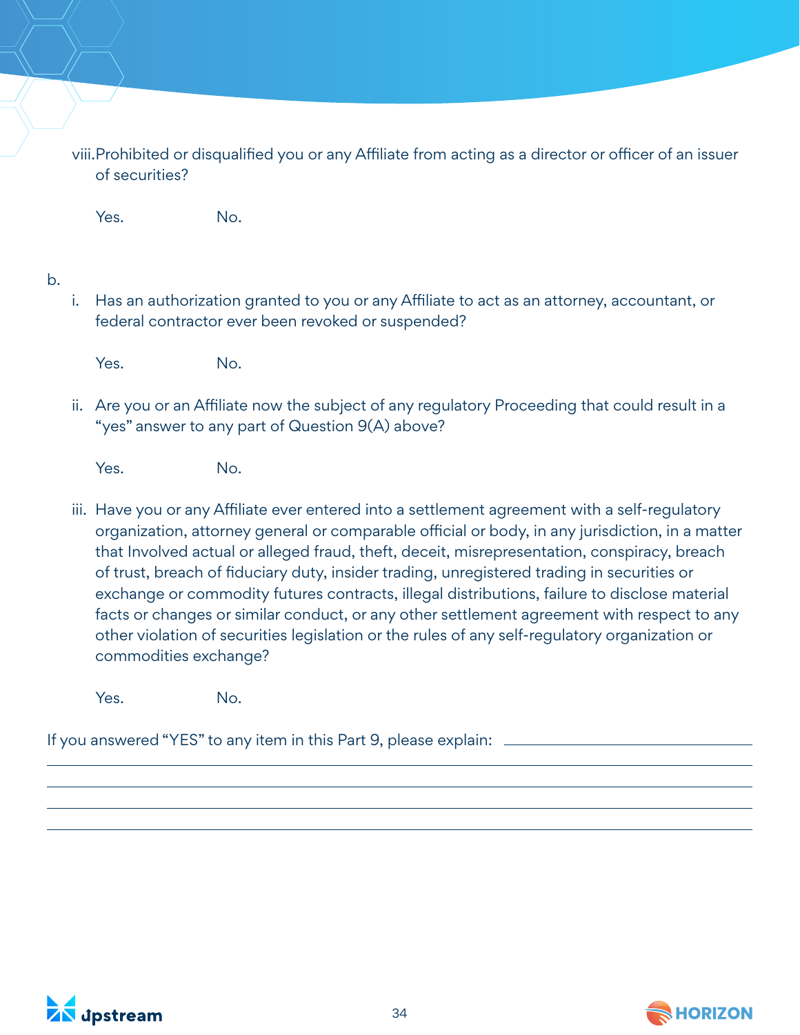viii. Prohibited or disqualified you or any Affiliate from acting as a director or officer of an issuer of securities?

Yes. No.

b.

i. Has an authorization granted to you or any Affiliate to act as an attorney, accountant, or federal contractor ever been revoked or suspended?

Yes. No.

ii. Are you or an Affiliate now the subject of any regulatory Proceeding that could result in a "yes" answer to any part of Question 9(A) above?

Yes. No.

iii. Have you or any Affiliate ever entered into a settlement agreement with a self-regulatory organization, attorney general or comparable official or body, in any jurisdiction, in a matter that Involved actual or alleged fraud, theft, deceit, misrepresentation, conspiracy, breach of trust, breach of fiduciary duty, insider trading, unregistered trading in securities or exchange or commodity futures contracts, illegal distributions, failure to disclose material facts or changes or similar conduct, or any other settlement agreement with respect to any other violation of securities legislation or the rules of any self-regulatory organization or commodities exchange?

Yes. No.

If you answered "YES" to any item in this Part 9, please explain: ______________________________

______________________________________________________________________

______________________________________________________________________

______________________________________________________________________

______________________________________________________________________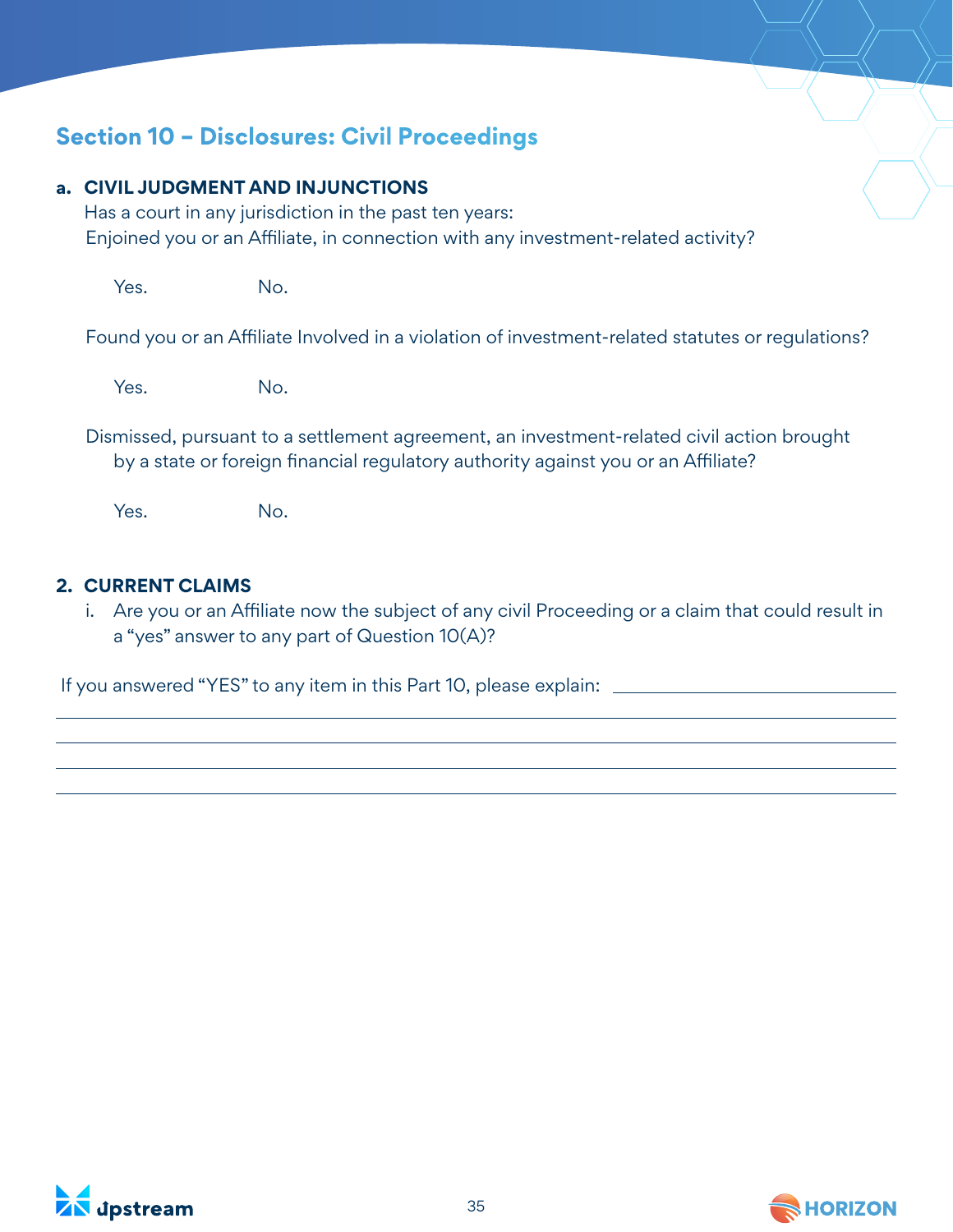## Section 10 – Disclosures: Civil Proceedings

**a. CIVIL JUDGMENT AND INJUNCTIONS**

Has a court in any jurisdiction in the past ten years:

Enjoined you or an Affiliate, in connection with any investment-related activity?

Yes. No.

Found you or an Affiliate Involved in a violation of investment-related statutes or regulations?

Yes. No.

Dismissed, pursuant to a settlement agreement, an investment-related civil action brought by a state or foreign financial regulatory authority against you or an Affiliate?

Yes. No.

**2. CURRENT CLAIMS**

i. Are you or an Affiliate now the subject of any civil Proceeding or a claim that could result in a "yes" answer to any part of Question 10(A)?

If you answered "YES" to any item in this Part 10, please explain: ______________________________

______________________________________________________________________________

______________________________________________________________________________

______________________________________________________________________________

______________________________________________________________________________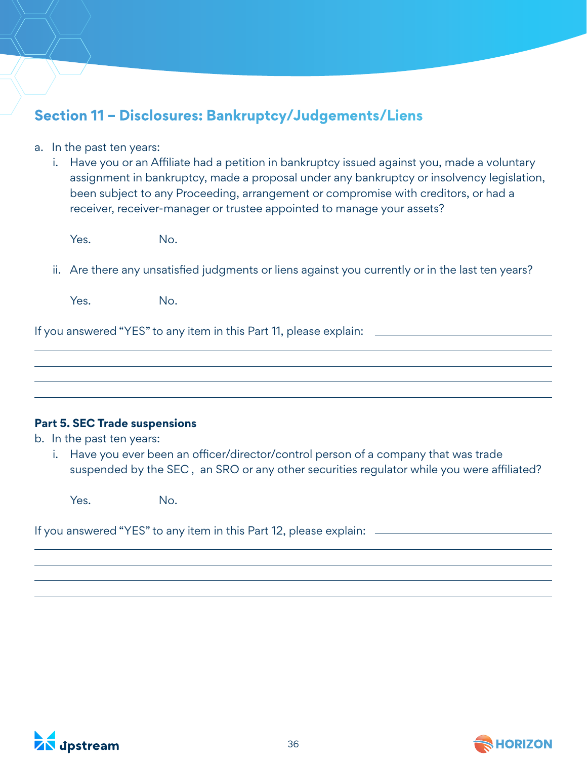## Section 11 – Disclosures: Bankruptcy/Judgements/Liens

a. In the past ten years:

   i. Have you or an Affiliate had a petition in bankruptcy issued against you, made a voluntary assignment in bankruptcy, made a proposal under any bankruptcy or insolvency legislation, been subject to any Proceeding, arrangement or compromise with creditors, or had a receiver, receiver-manager or trustee appointed to manage your assets?

   Yes. No.

   ii. Are there any unsatisfied judgments or liens against you currently or in the last ten years?

   Yes. No.

If you answered "YES" to any item in this Part 11, please explain: ______________________

______________________________________________________________________

______________________________________________________________________

______________________________________________________________________

______________________________________________________________________

**Part 5. SEC Trade suspensions**

b. In the past ten years:

   i. Have you ever been an officer/director/control person of a company that was trade suspended by the SEC , an SRO or any other securities regulator while you were affiliated?

   Yes. No.

If you answered "YES" to any item in this Part 12, please explain: ______________________

______________________________________________________________________

______________________________________________________________________

______________________________________________________________________

______________________________________________________________________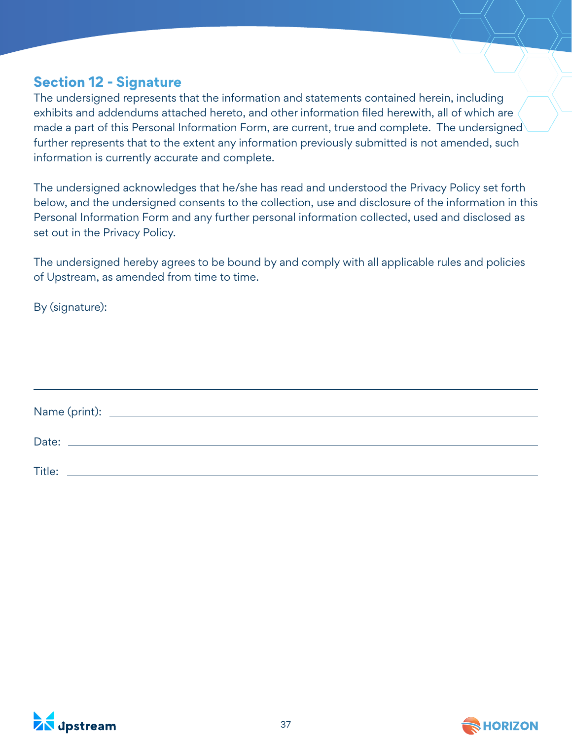## Section 12 - Signature

The undersigned represents that the information and statements contained herein, including exhibits and addendums attached hereto, and other information filed herewith, all of which are made a part of this Personal Information Form, are current, true and complete. The undersigned further represents that to the extent any information previously submitted is not amended, such information is currently accurate and complete.

The undersigned acknowledges that he/she has read and understood the Privacy Policy set forth below, and the undersigned consents to the collection, use and disclosure of the information in this Personal Information Form and any further personal information collected, used and disclosed as set out in the Privacy Policy.

The undersigned hereby agrees to be bound by and comply with all applicable rules and policies of Upstream, as amended from time to time.

By (signature):

______________________________________________

Name (print): ______________________________________________

Date: ______________________________________________

Title: ______________________________________________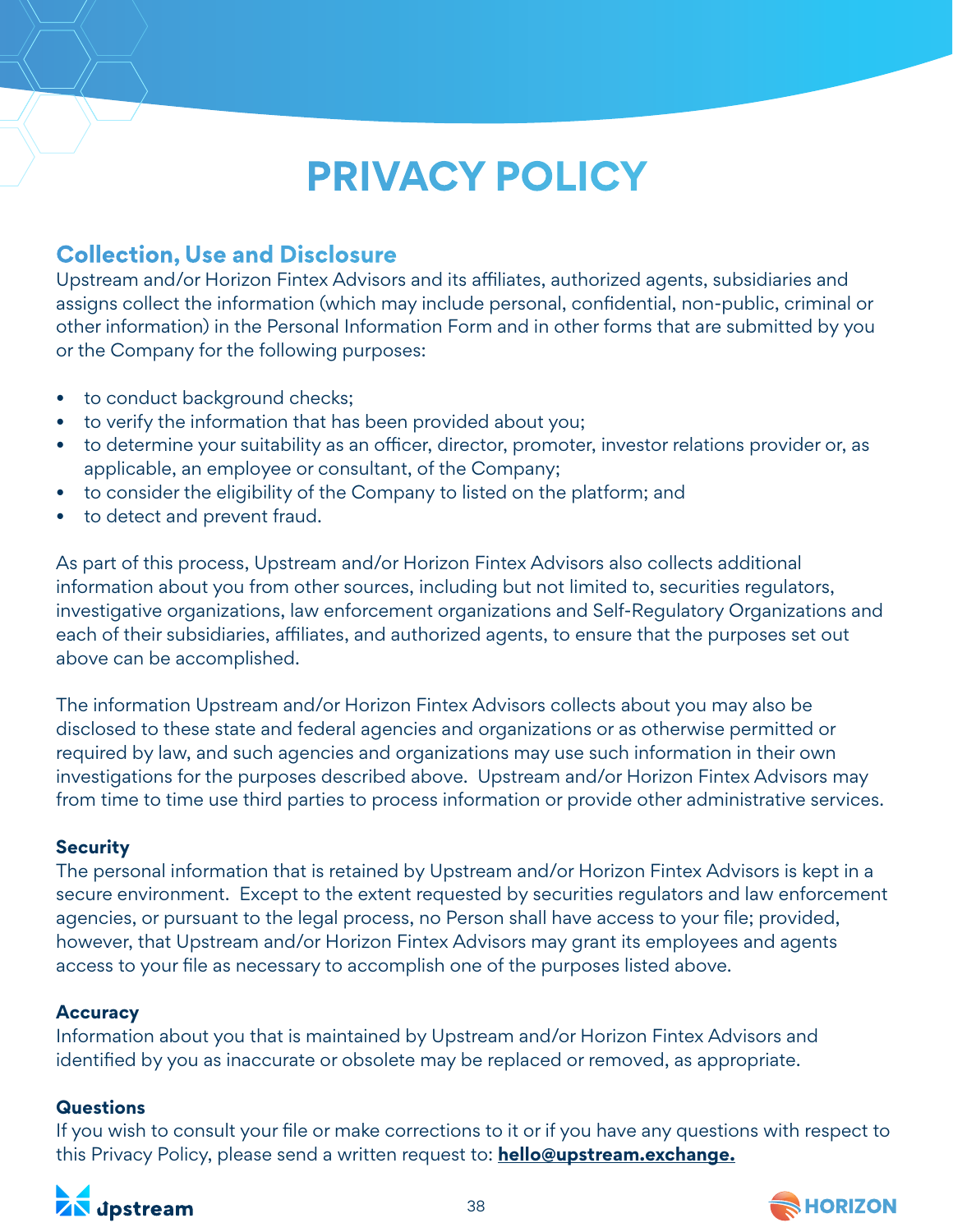# PRIVACY POLICY

## Collection, Use and Disclosure

Upstream and/or Horizon Fintex Advisors and its affiliates, authorized agents, subsidiaries and assigns collect the information (which may include personal, confidential, non-public, criminal or other information) in the Personal Information Form and in other forms that are submitted by you or the Company for the following purposes:

- to conduct background checks;
- to verify the information that has been provided about you;
- to determine your suitability as an officer, director, promoter, investor relations provider or, as applicable, an employee or consultant, of the Company;
- to consider the eligibility of the Company to listed on the platform; and
- to detect and prevent fraud.

As part of this process, Upstream and/or Horizon Fintex Advisors also collects additional information about you from other sources, including but not limited to, securities regulators, investigative organizations, law enforcement organizations and Self-Regulatory Organizations and each of their subsidiaries, affiliates, and authorized agents, to ensure that the purposes set out above can be accomplished.

The information Upstream and/or Horizon Fintex Advisors collects about you may also be disclosed to these state and federal agencies and organizations or as otherwise permitted or required by law, and such agencies and organizations may use such information in their own investigations for the purposes described above. Upstream and/or Horizon Fintex Advisors may from time to time use third parties to process information or provide other administrative services.

### Security

The personal information that is retained by Upstream and/or Horizon Fintex Advisors is kept in a secure environment. Except to the extent requested by securities regulators and law enforcement agencies, or pursuant to the legal process, no Person shall have access to your file; provided, however, that Upstream and/or Horizon Fintex Advisors may grant its employees and agents access to your file as necessary to accomplish one of the purposes listed above.

### Accuracy

Information about you that is maintained by Upstream and/or Horizon Fintex Advisors and identified by you as inaccurate or obsolete may be replaced or removed, as appropriate.

### Questions

If you wish to consult your file or make corrections to it or if you have any questions with respect to this Privacy Policy, please send a written request to: **hello@upstream.exchange.**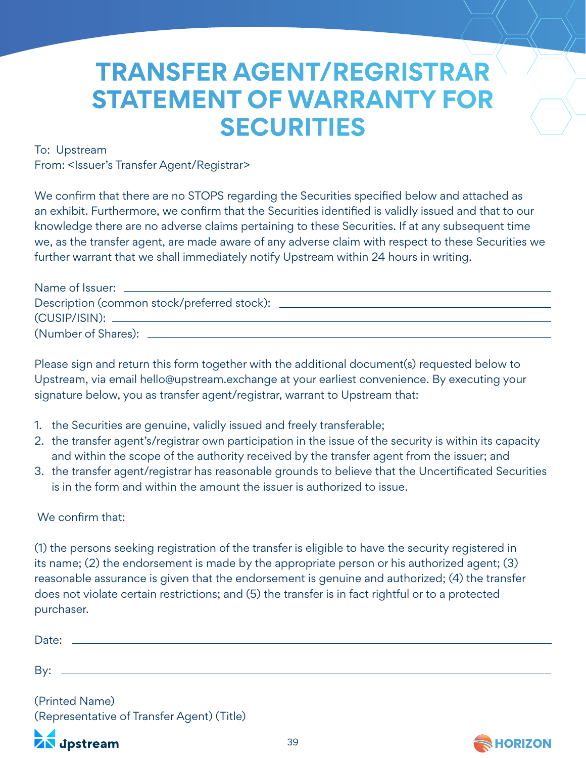# TRANSFER AGENT/REGRISTRAR STATEMENT OF WARRANTY FOR SECURITIES

To: Upstream
From: <Issuer's Transfer Agent/Registrar>

We confirm that there are no STOPS regarding the Securities specified below and attached as an exhibit. Furthermore, we confirm that the Securities identified is validly issued and that to our knowledge there are no adverse claims pertaining to these Securities. If at any subsequent time we, as the transfer agent, are made aware of any adverse claim with respect to these Securities we further warrant that we shall immediately notify Upstream within 24 hours in writing.

Name of Issuer: ______________________________
Description (common stock/preferred stock): ______________________________
(CUSIP/ISIN): ______________________________
(Number of Shares): ______________________________

Please sign and return this form together with the additional document(s) requested below to Upstream, via email hello@upstream.exchange at your earliest convenience. By executing your signature below, you as transfer agent/registrar, warrant to Upstream that:

1. the Securities are genuine, validly issued and freely transferable;
2. the transfer agent's/registrar own participation in the issue of the security is within its capacity and within the scope of the authority received by the transfer agent from the issuer; and
3. the transfer agent/registrar has reasonable grounds to believe that the Uncertificated Securities is in the form and within the amount the issuer is authorized to issue.

We confirm that:

(1) the persons seeking registration of the transfer is eligible to have the security registered in its name; (2) the endorsement is made by the appropriate person or his authorized agent; (3) reasonable assurance is given that the endorsement is genuine and authorized; (4) the transfer does not violate certain restrictions; and (5) the transfer is in fact rightful or to a protected purchaser.

Date: ______________________________

By: ______________________________

(Printed Name)
(Representative of Transfer Agent) (Title)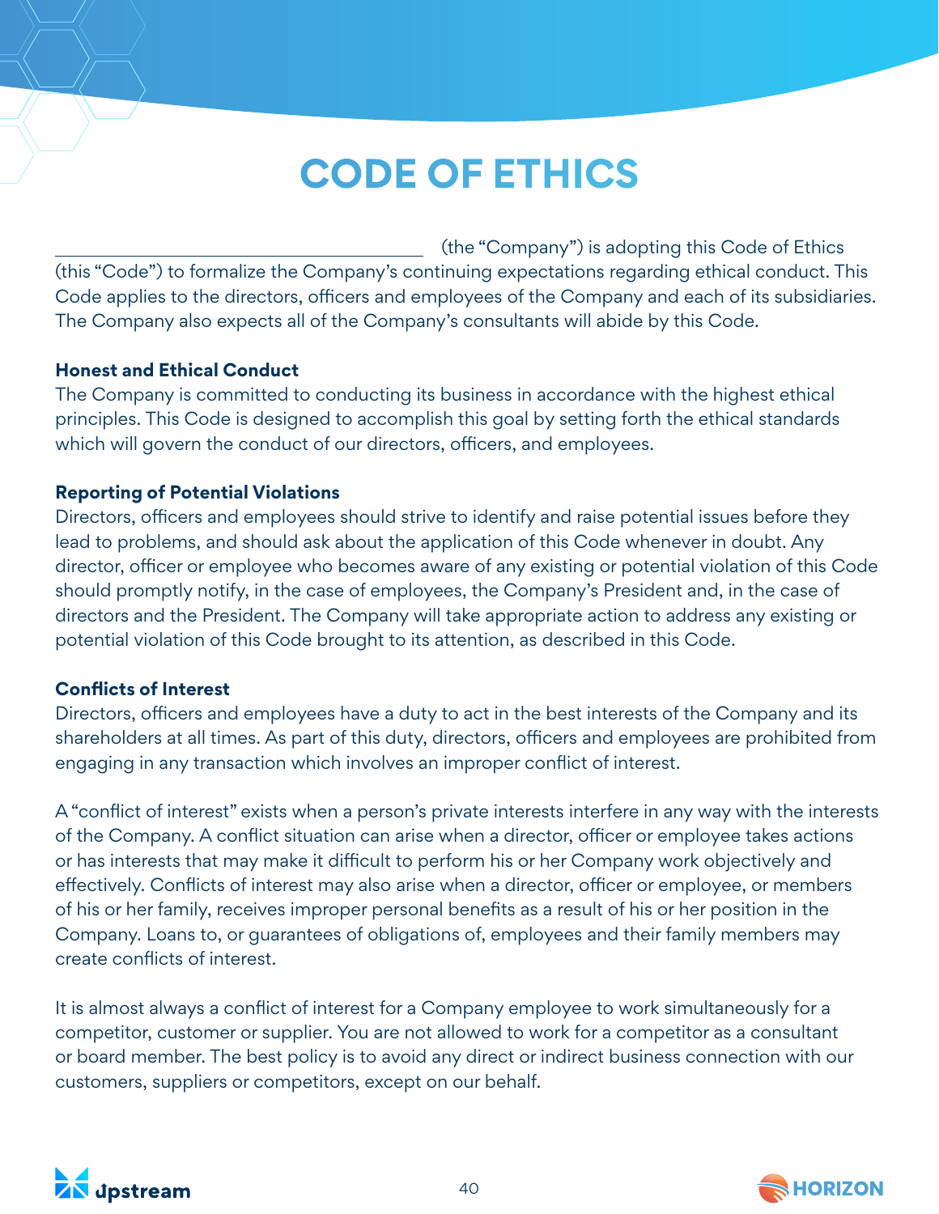# CODE OF ETHICS

\_\_\_\_\_\_\_\_\_\_\_\_\_\_\_\_\_\_\_\_\_\_\_\_\_\_\_\_\_\_\_\_\_\_\_\_\_\_ (the "Company") is adopting this Code of Ethics (this "Code") to formalize the Company's continuing expectations regarding ethical conduct. This Code applies to the directors, officers and employees of the Company and each of its subsidiaries. The Company also expects all of the Company's consultants will abide by this Code.

**Honest and Ethical Conduct**

The Company is committed to conducting its business in accordance with the highest ethical principles. This Code is designed to accomplish this goal by setting forth the ethical standards which will govern the conduct of our directors, officers, and employees.

**Reporting of Potential Violations**

Directors, officers and employees should strive to identify and raise potential issues before they lead to problems, and should ask about the application of this Code whenever in doubt. Any director, officer or employee who becomes aware of any existing or potential violation of this Code should promptly notify, in the case of employees, the Company's President and, in the case of directors and the President. The Company will take appropriate action to address any existing or potential violation of this Code brought to its attention, as described in this Code.

**Conflicts of Interest**

Directors, officers and employees have a duty to act in the best interests of the Company and its shareholders at all times. As part of this duty, directors, officers and employees are prohibited from engaging in any transaction which involves an improper conflict of interest.

A "conflict of interest" exists when a person's private interests interfere in any way with the interests of the Company. A conflict situation can arise when a director, officer or employee takes actions or has interests that may make it difficult to perform his or her Company work objectively and effectively. Conflicts of interest may also arise when a director, officer or employee, or members of his or her family, receives improper personal benefits as a result of his or her position in the Company. Loans to, or guarantees of obligations of, employees and their family members may create conflicts of interest.

It is almost always a conflict of interest for a Company employee to work simultaneously for a competitor, customer or supplier. You are not allowed to work for a competitor as a consultant or board member. The best policy is to avoid any direct or indirect business connection with our customers, suppliers or competitors, except on our behalf.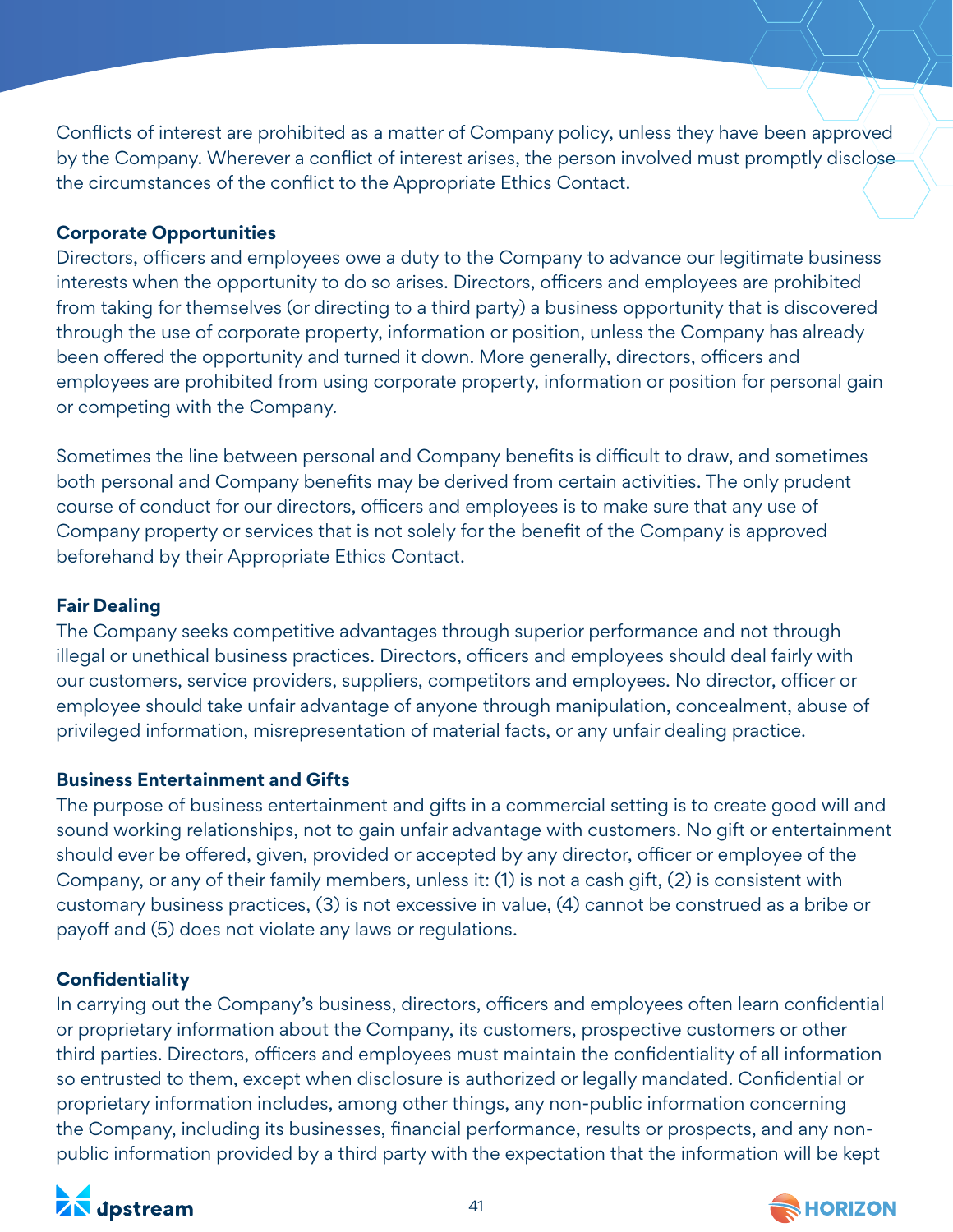Conflicts of interest are prohibited as a matter of Company policy, unless they have been approved by the Company. Wherever a conflict of interest arises, the person involved must promptly disclose the circumstances of the conflict to the Appropriate Ethics Contact.

**Corporate Opportunities**

Directors, officers and employees owe a duty to the Company to advance our legitimate business interests when the opportunity to do so arises. Directors, officers and employees are prohibited from taking for themselves (or directing to a third party) a business opportunity that is discovered through the use of corporate property, information or position, unless the Company has already been offered the opportunity and turned it down. More generally, directors, officers and employees are prohibited from using corporate property, information or position for personal gain or competing with the Company.

Sometimes the line between personal and Company benefits is difficult to draw, and sometimes both personal and Company benefits may be derived from certain activities. The only prudent course of conduct for our directors, officers and employees is to make sure that any use of Company property or services that is not solely for the benefit of the Company is approved beforehand by their Appropriate Ethics Contact.

**Fair Dealing**

The Company seeks competitive advantages through superior performance and not through illegal or unethical business practices. Directors, officers and employees should deal fairly with our customers, service providers, suppliers, competitors and employees. No director, officer or employee should take unfair advantage of anyone through manipulation, concealment, abuse of privileged information, misrepresentation of material facts, or any unfair dealing practice.

**Business Entertainment and Gifts**

The purpose of business entertainment and gifts in a commercial setting is to create good will and sound working relationships, not to gain unfair advantage with customers. No gift or entertainment should ever be offered, given, provided or accepted by any director, officer or employee of the Company, or any of their family members, unless it: (1) is not a cash gift, (2) is consistent with customary business practices, (3) is not excessive in value, (4) cannot be construed as a bribe or payoff and (5) does not violate any laws or regulations.

**Confidentiality**

In carrying out the Company's business, directors, officers and employees often learn confidential or proprietary information about the Company, its customers, prospective customers or other third parties. Directors, officers and employees must maintain the confidentiality of all information so entrusted to them, except when disclosure is authorized or legally mandated. Confidential or proprietary information includes, among other things, any non-public information concerning the Company, including its businesses, financial performance, results or prospects, and any non-public information provided by a third party with the expectation that the information will be kept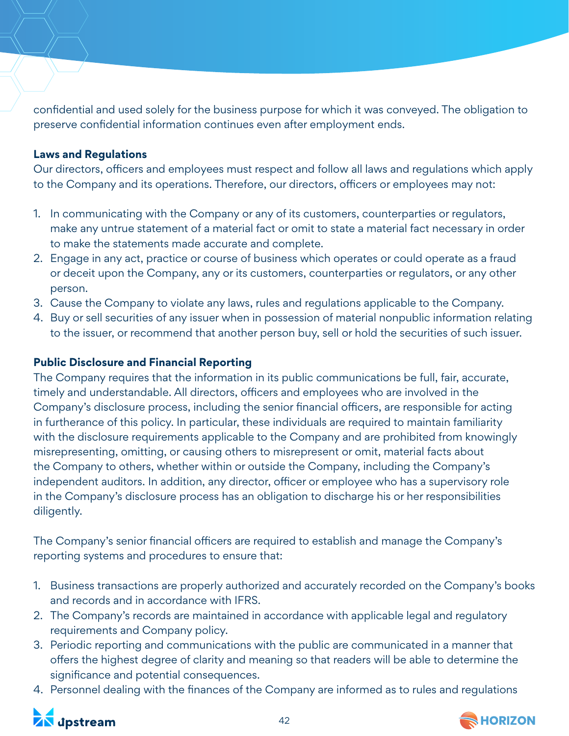confidential and used solely for the business purpose for which it was conveyed. The obligation to preserve confidential information continues even after employment ends.

**Laws and Regulations**

Our directors, officers and employees must respect and follow all laws and regulations which apply to the Company and its operations. Therefore, our directors, officers or employees may not:

1. In communicating with the Company or any of its customers, counterparties or regulators, make any untrue statement of a material fact or omit to state a material fact necessary in order to make the statements made accurate and complete.
2. Engage in any act, practice or course of business which operates or could operate as a fraud or deceit upon the Company, any or its customers, counterparties or regulators, or any other person.
3. Cause the Company to violate any laws, rules and regulations applicable to the Company.
4. Buy or sell securities of any issuer when in possession of material nonpublic information relating to the issuer, or recommend that another person buy, sell or hold the securities of such issuer.

**Public Disclosure and Financial Reporting**

The Company requires that the information in its public communications be full, fair, accurate, timely and understandable. All directors, officers and employees who are involved in the Company's disclosure process, including the senior financial officers, are responsible for acting in furtherance of this policy. In particular, these individuals are required to maintain familiarity with the disclosure requirements applicable to the Company and are prohibited from knowingly misrepresenting, omitting, or causing others to misrepresent or omit, material facts about the Company to others, whether within or outside the Company, including the Company's independent auditors. In addition, any director, officer or employee who has a supervisory role in the Company's disclosure process has an obligation to discharge his or her responsibilities diligently.

The Company's senior financial officers are required to establish and manage the Company's reporting systems and procedures to ensure that:

1. Business transactions are properly authorized and accurately recorded on the Company's books and records and in accordance with IFRS.
2. The Company's records are maintained in accordance with applicable legal and regulatory requirements and Company policy.
3. Periodic reporting and communications with the public are communicated in a manner that offers the highest degree of clarity and meaning so that readers will be able to determine the significance and potential consequences.
4. Personnel dealing with the finances of the Company are informed as to rules and regulations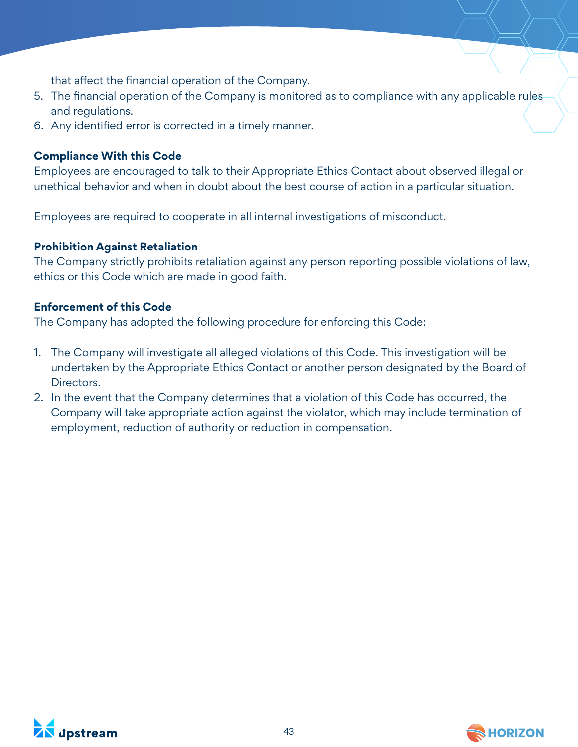that affect the financial operation of the Company.

5. The financial operation of the Company is monitored as to compliance with any applicable rules and regulations.
6. Any identified error is corrected in a timely manner.

**Compliance With this Code**

Employees are encouraged to talk to their Appropriate Ethics Contact about observed illegal or unethical behavior and when in doubt about the best course of action in a particular situation.

Employees are required to cooperate in all internal investigations of misconduct.

**Prohibition Against Retaliation**

The Company strictly prohibits retaliation against any person reporting possible violations of law, ethics or this Code which are made in good faith.

**Enforcement of this Code**

The Company has adopted the following procedure for enforcing this Code:

1. The Company will investigate all alleged violations of this Code. This investigation will be undertaken by the Appropriate Ethics Contact or another person designated by the Board of Directors.
2. In the event that the Company determines that a violation of this Code has occurred, the Company will take appropriate action against the violator, which may include termination of employment, reduction of authority or reduction in compensation.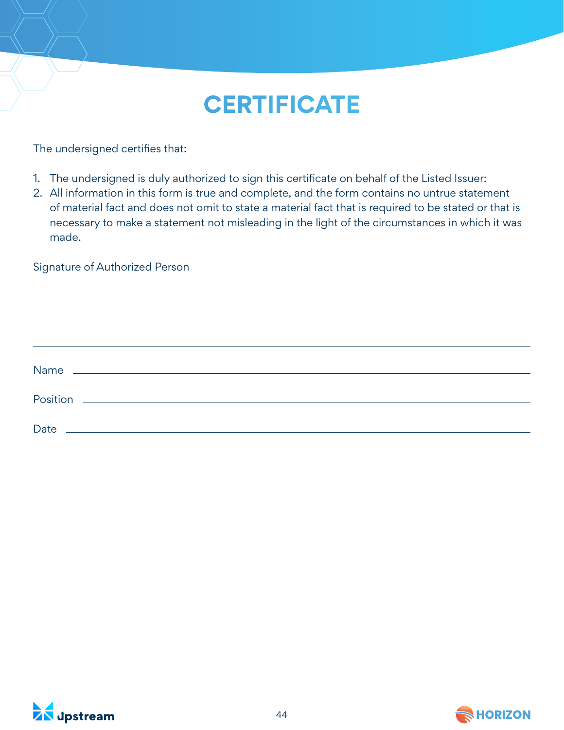# CERTIFICATE

The undersigned certifies that:

1. The undersigned is duly authorized to sign this certificate on behalf of the Listed Issuer:
2. All information in this form is true and complete, and the form contains no untrue statement of material fact and does not omit to state a material fact that is required to be stated or that is necessary to make a statement not misleading in the light of the circumstances in which it was made.

Signature of Authorized Person

\_\_\_\_\_\_\_\_\_\_\_\_\_\_\_\_\_\_\_\_\_\_\_\_\_\_\_\_\_\_\_\_\_\_\_\_\_\_\_\_

Name \_\_\_\_\_\_\_\_\_\_\_\_\_\_\_\_\_\_\_\_\_\_\_\_\_\_\_\_\_\_\_\_\_\_\_\_\_\_\_\_

Position \_\_\_\_\_\_\_\_\_\_\_\_\_\_\_\_\_\_\_\_\_\_\_\_\_\_\_\_\_\_\_\_\_\_\_\_\_\_\_\_

Date \_\_\_\_\_\_\_\_\_\_\_\_\_\_\_\_\_\_\_\_\_\_\_\_\_\_\_\_\_\_\_\_\_\_\_\_\_\_\_\_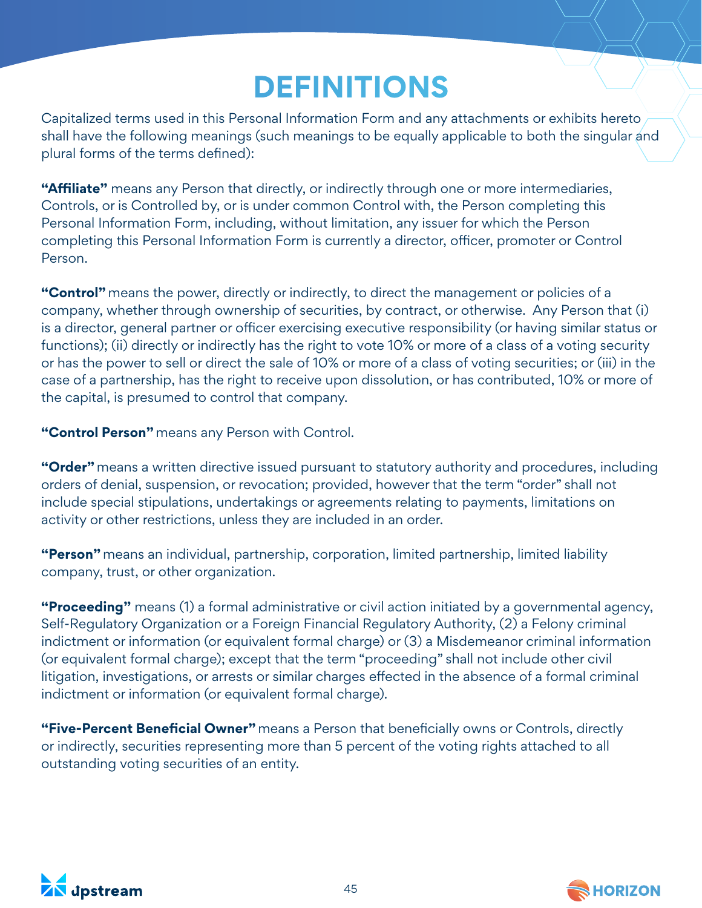# DEFINITIONS

Capitalized terms used in this Personal Information Form and any attachments or exhibits hereto shall have the following meanings (such meanings to be equally applicable to both the singular and plural forms of the terms defined):

**"Affiliate"** means any Person that directly, or indirectly through one or more intermediaries, Controls, or is Controlled by, or is under common Control with, the Person completing this Personal Information Form, including, without limitation, any issuer for which the Person completing this Personal Information Form is currently a director, officer, promoter or Control Person.

**"Control"** means the power, directly or indirectly, to direct the management or policies of a company, whether through ownership of securities, by contract, or otherwise. Any Person that (i) is a director, general partner or officer exercising executive responsibility (or having similar status or functions); (ii) directly or indirectly has the right to vote 10% or more of a class of a voting security or has the power to sell or direct the sale of 10% or more of a class of voting securities; or (iii) in the case of a partnership, has the right to receive upon dissolution, or has contributed, 10% or more of the capital, is presumed to control that company.

**"Control Person"** means any Person with Control.

**"Order"** means a written directive issued pursuant to statutory authority and procedures, including orders of denial, suspension, or revocation; provided, however that the term "order" shall not include special stipulations, undertakings or agreements relating to payments, limitations on activity or other restrictions, unless they are included in an order.

**"Person"** means an individual, partnership, corporation, limited partnership, limited liability company, trust, or other organization.

**"Proceeding"** means (1) a formal administrative or civil action initiated by a governmental agency, Self-Regulatory Organization or a Foreign Financial Regulatory Authority, (2) a Felony criminal indictment or information (or equivalent formal charge) or (3) a Misdemeanor criminal information (or equivalent formal charge); except that the term "proceeding" shall not include other civil litigation, investigations, or arrests or similar charges effected in the absence of a formal criminal indictment or information (or equivalent formal charge).

**"Five-Percent Beneficial Owner"** means a Person that beneficially owns or Controls, directly or indirectly, securities representing more than 5 percent of the voting rights attached to all outstanding voting securities of an entity.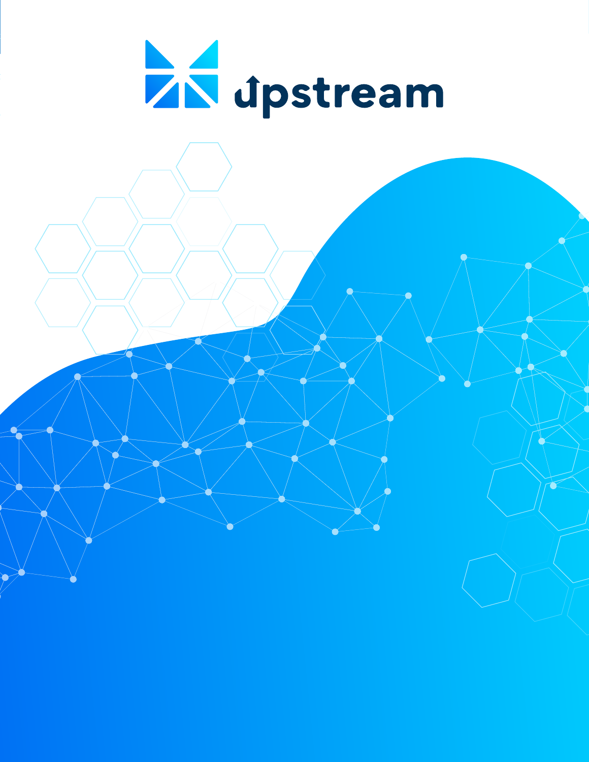upstream